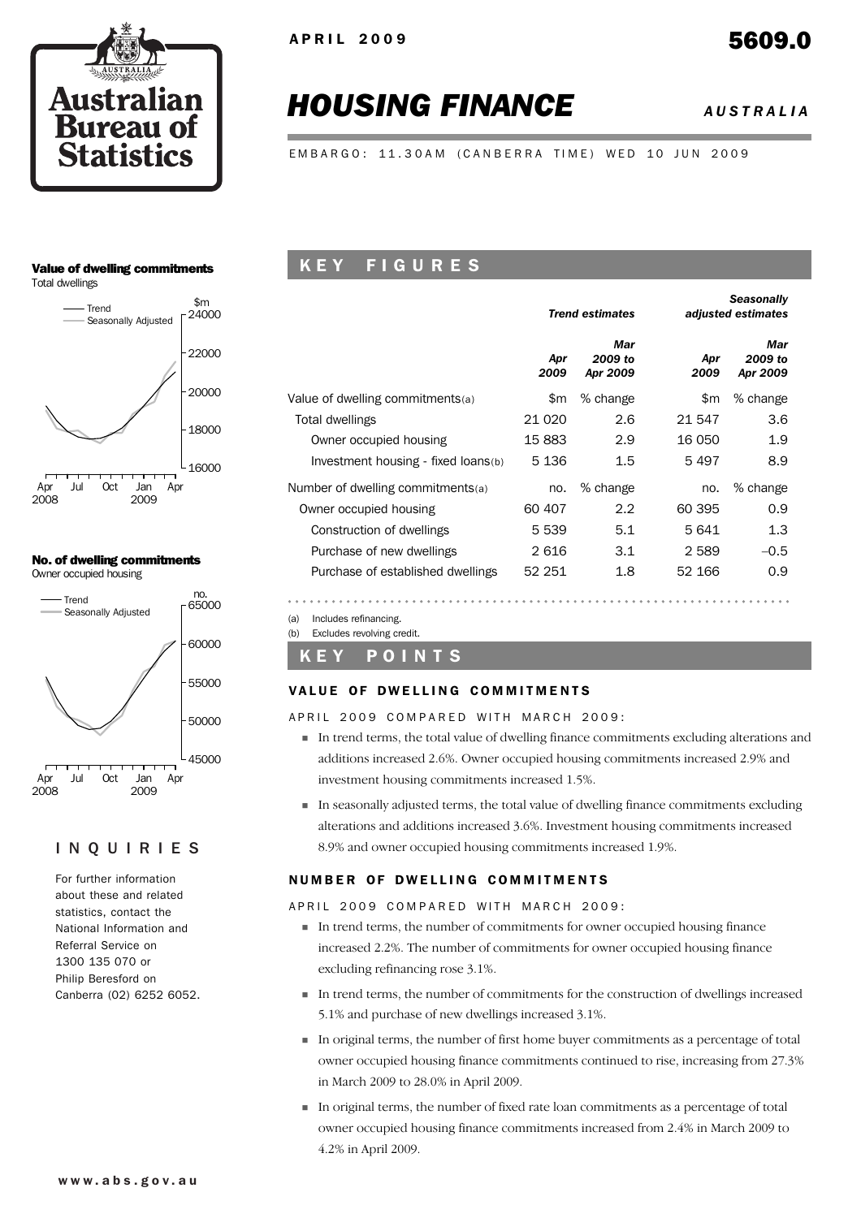APRIL 2009

5609.0

# HOUSING FINANCE

*AUSTRALIA*

EMBARGO: 11.30AM (CANBERRA TIME) WED 10 JUN 2009

**Value of dwelling commitments**
Total dwellings

**No. of dwelling commitments**
Owner occupied housing

## INQUIRIES

For further information about these and related statistics, contact the National Information and Referral Service on 1300 135 070 or Philip Beresford on Canberra (02) 6252 6052.

## KEY FIGURES

| | *Trend estimates* | | *Seasonally adjusted estimates* | |
|---|---|---|---|---|
| | *Apr 2009* | *Mar 2009 to Apr 2009* | *Apr 2009* | *Mar 2009 to Apr 2009* |
| Value of dwelling commitments(a) | $m | % change | $m | % change |
| Total dwellings | 21 020 | 2.6 | 21 547 | 3.6 |
| Owner occupied housing | 15 883 | 2.9 | 16 050 | 1.9 |
| Investment housing - fixed loans(b) | 5 136 | 1.5 | 5 497 | 8.9 |
| Number of dwelling commitments(a) | no. | % change | no. | % change |
| Owner occupied housing | 60 407 | 2.2 | 60 395 | 0.9 |
| Construction of dwellings | 5 539 | 5.1 | 5 641 | 1.3 |
| Purchase of new dwellings | 2 616 | 3.1 | 2 589 | –0.5 |
| Purchase of established dwellings | 52 251 | 1.8 | 52 166 | 0.9 |

(a) Includes refinancing.
(b) Excludes revolving credit.

## KEY POINTS

### VALUE OF DWELLING COMMITMENTS

APRIL 2009 COMPARED WITH MARCH 2009:

- In trend terms, the total value of dwelling finance commitments excluding alterations and additions increased 2.6%. Owner occupied housing commitments increased 2.9% and investment housing commitments increased 1.5%.
- In seasonally adjusted terms, the total value of dwelling finance commitments excluding alterations and additions increased 3.6%. Investment housing commitments increased 8.9% and owner occupied housing commitments increased 1.9%.

### NUMBER OF DWELLING COMMITMENTS

APRIL 2009 COMPARED WITH MARCH 2009:

- In trend terms, the number of commitments for owner occupied housing finance increased 2.2%. The number of commitments for owner occupied housing finance excluding refinancing rose 3.1%.
- In trend terms, the number of commitments for the construction of dwellings increased 5.1% and purchase of new dwellings increased 3.1%.
- In original terms, the number of first home buyer commitments as a percentage of total owner occupied housing finance commitments continued to rise, increasing from 27.3% in March 2009 to 28.0% in April 2009.
- In original terms, the number of fixed rate loan commitments as a percentage of total owner occupied housing finance commitments increased from 2.4% in March 2009 to 4.2% in April 2009.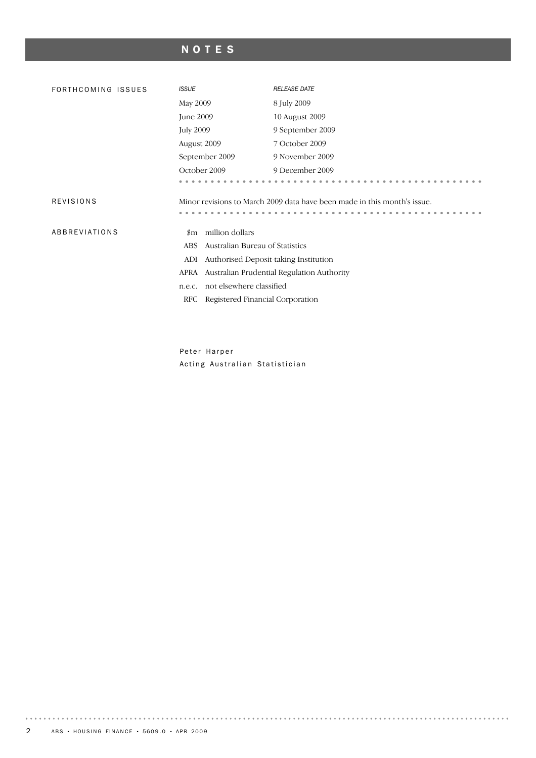# NOTES

## FORTHCOMING ISSUES

| *ISSUE* | *RELEASE DATE* |
|---|---|
| May 2009 | 8 July 2009 |
| June 2009 | 10 August 2009 |
| July 2009 | 9 September 2009 |
| August 2009 | 7 October 2009 |
| September 2009 | 9 November 2009 |
| October 2009 | 9 December 2009 |

## REVISIONS

Minor revisions to March 2009 data have been made in this month's issue.

## ABBREVIATIONS

| | |
|---|---|
| $m | million dollars |
| ABS | Australian Bureau of Statistics |
| ADI | Authorised Deposit-taking Institution |
| APRA | Australian Prudential Regulation Authority |
| n.e.c. | not elsewhere classified |
| RFC | Registered Financial Corporation |

Peter Harper
Acting Australian Statistician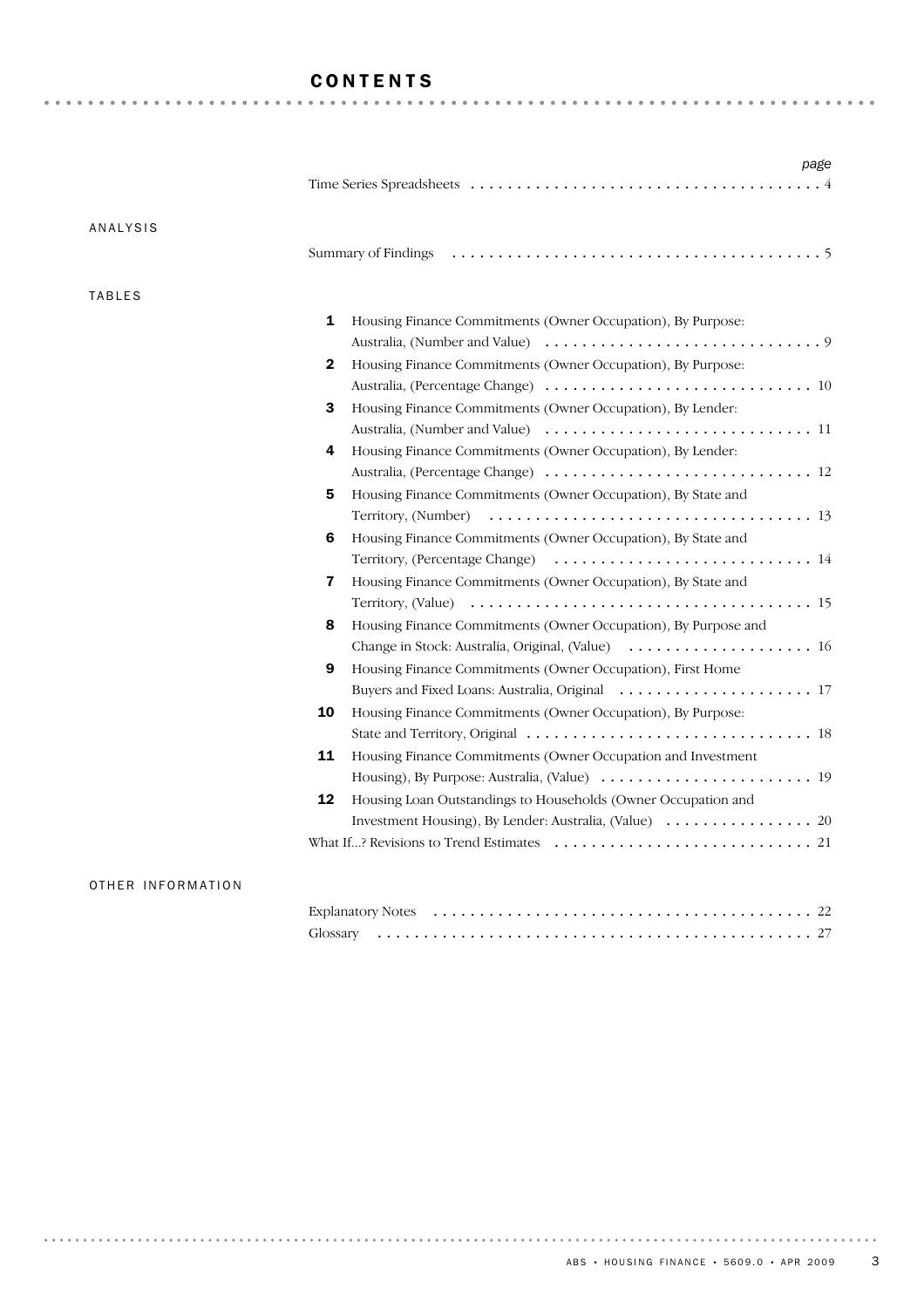# CONTENTS

| | | page |
|---|---|---|
| | Time Series Spreadsheets | 4 |

## ANALYSIS

| | | |
|---|---|---|
| | Summary of Findings | 5 |

## TABLES

| | | |
|---|---|---|
| **1** | Housing Finance Commitments (Owner Occupation), By Purpose: Australia, (Number and Value) | 9 |
| **2** | Housing Finance Commitments (Owner Occupation), By Purpose: Australia, (Percentage Change) | 10 |
| **3** | Housing Finance Commitments (Owner Occupation), By Lender: Australia, (Number and Value) | 11 |
| **4** | Housing Finance Commitments (Owner Occupation), By Lender: Australia, (Percentage Change) | 12 |
| **5** | Housing Finance Commitments (Owner Occupation), By State and Territory, (Number) | 13 |
| **6** | Housing Finance Commitments (Owner Occupation), By State and Territory, (Percentage Change) | 14 |
| **7** | Housing Finance Commitments (Owner Occupation), By State and Territory, (Value) | 15 |
| **8** | Housing Finance Commitments (Owner Occupation), By Purpose and Change in Stock: Australia, Original, (Value) | 16 |
| **9** | Housing Finance Commitments (Owner Occupation), First Home Buyers and Fixed Loans: Australia, Original | 17 |
| **10** | Housing Finance Commitments (Owner Occupation), By Purpose: State and Territory, Original | 18 |
| **11** | Housing Finance Commitments (Owner Occupation and Investment Housing), By Purpose: Australia, (Value) | 19 |
| **12** | Housing Loan Outstandings to Households (Owner Occupation and Investment Housing), By Lender: Australia, (Value) | 20 |
| | What If...? Revisions to Trend Estimates | 21 |

## OTHER INFORMATION

| | | |
|---|---|---|
| | Explanatory Notes | 22 |
| | Glossary | 27 |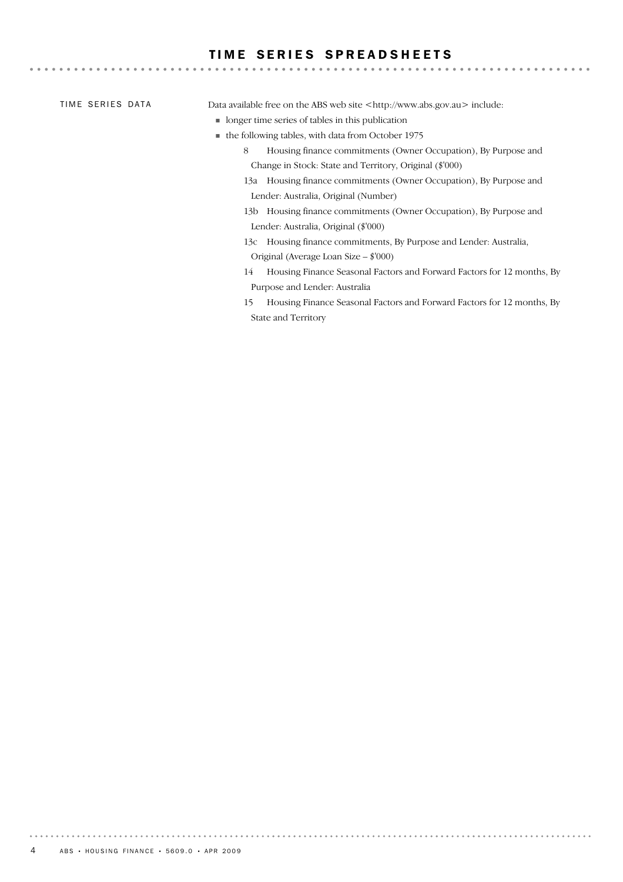# TIME SERIES SPREADSHEETS

TIME SERIES DATA

Data available free on the ABS web site <http://www.abs.gov.au> include:

- longer time series of tables in this publication
- the following tables, with data from October 1975
  - 8 Housing finance commitments (Owner Occupation), By Purpose and Change in Stock: State and Territory, Original ($'000)
  - 13a Housing finance commitments (Owner Occupation), By Purpose and Lender: Australia, Original (Number)
  - 13b Housing finance commitments (Owner Occupation), By Purpose and Lender: Australia, Original ($'000)
  - 13c Housing finance commitments, By Purpose and Lender: Australia, Original (Average Loan Size – $'000)
  - 14 Housing Finance Seasonal Factors and Forward Factors for 12 months, By Purpose and Lender: Australia
  - 15 Housing Finance Seasonal Factors and Forward Factors for 12 months, By State and Territory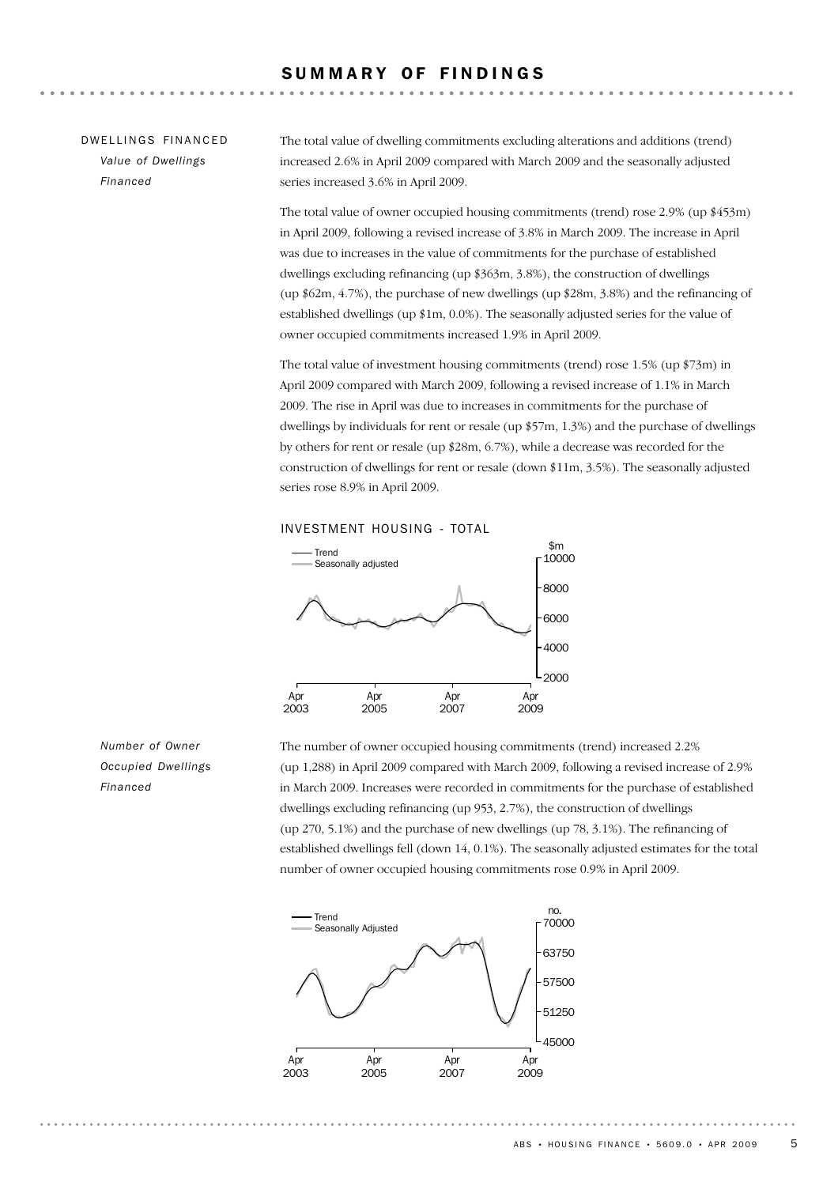# SUMMARY OF FINDINGS

## DWELLINGS FINANCED

### *Value of Dwellings Financed*

The total value of dwelling commitments excluding alterations and additions (trend) increased 2.6% in April 2009 compared with March 2009 and the seasonally adjusted series increased 3.6% in April 2009.

The total value of owner occupied housing commitments (trend) rose 2.9% (up $453m) in April 2009, following a revised increase of 3.8% in March 2009. The increase in April was due to increases in the value of commitments for the purchase of established dwellings excluding refinancing (up $363m, 3.8%), the construction of dwellings (up $62m, 4.7%), the purchase of new dwellings (up $28m, 3.8%) and the refinancing of established dwellings (up $1m, 0.0%). The seasonally adjusted series for the value of owner occupied commitments increased 1.9% in April 2009.

The total value of investment housing commitments (trend) rose 1.5% (up $73m) in April 2009 compared with March 2009, following a revised increase of 1.1% in March 2009. The rise in April was due to increases in commitments for the purchase of dwellings by individuals for rent or resale (up $57m, 1.3%) and the purchase of dwellings by others for rent or resale (up $28m, 6.7%), while a decrease was recorded for the construction of dwellings for rent or resale (down $11m, 3.5%). The seasonally adjusted series rose 8.9% in April 2009.

INVESTMENT HOUSING - TOTAL

### *Number of Owner Occupied Dwellings Financed*

The number of owner occupied housing commitments (trend) increased 2.2% (up 1,288) in April 2009 compared with March 2009, following a revised increase of 2.9% in March 2009. Increases were recorded in commitments for the purchase of established dwellings excluding refinancing (up 953, 2.7%), the construction of dwellings (up 270, 5.1%) and the purchase of new dwellings (up 78, 3.1%). The refinancing of established dwellings fell (down 14, 0.1%). The seasonally adjusted estimates for the total number of owner occupied housing commitments rose 0.9% in April 2009.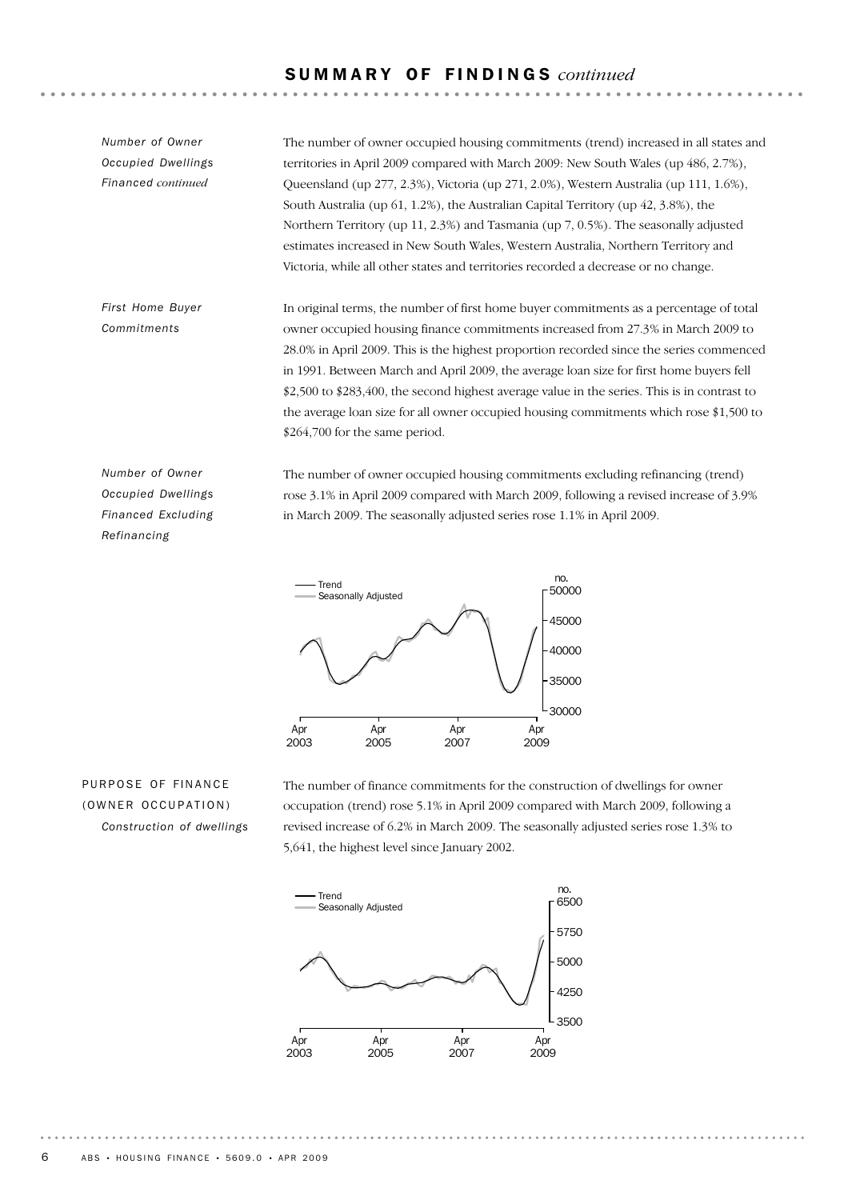## SUMMARY OF FINDINGS *continued*

*Number of Owner Occupied Dwellings Financed continued*

The number of owner occupied housing commitments (trend) increased in all states and territories in April 2009 compared with March 2009: New South Wales (up 486, 2.7%), Queensland (up 277, 2.3%), Victoria (up 271, 2.0%), Western Australia (up 111, 1.6%), South Australia (up 61, 1.2%), the Australian Capital Territory (up 42, 3.8%), the Northern Territory (up 11, 2.3%) and Tasmania (up 7, 0.5%). The seasonally adjusted estimates increased in New South Wales, Western Australia, Northern Territory and Victoria, while all other states and territories recorded a decrease or no change.

*First Home Buyer Commitments*

In original terms, the number of first home buyer commitments as a percentage of total owner occupied housing finance commitments increased from 27.3% in March 2009 to 28.0% in April 2009. This is the highest proportion recorded since the series commenced in 1991. Between March and April 2009, the average loan size for first home buyers fell $2,500 to $283,400, the second highest average value in the series. This is in contrast to the average loan size for all owner occupied housing commitments which rose $1,500 to $264,700 for the same period.

*Number of Owner Occupied Dwellings Financed Excluding Refinancing*

The number of owner occupied housing commitments excluding refinancing (trend) rose 3.1% in April 2009 compared with March 2009, following a revised increase of 3.9% in March 2009. The seasonally adjusted series rose 1.1% in April 2009.

### PURPOSE OF FINANCE (OWNER OCCUPATION)

*Construction of dwellings*

The number of finance commitments for the construction of dwellings for owner occupation (trend) rose 5.1% in April 2009 compared with March 2009, following a revised increase of 6.2% in March 2009. The seasonally adjusted series rose 1.3% to 5,641, the highest level since January 2002.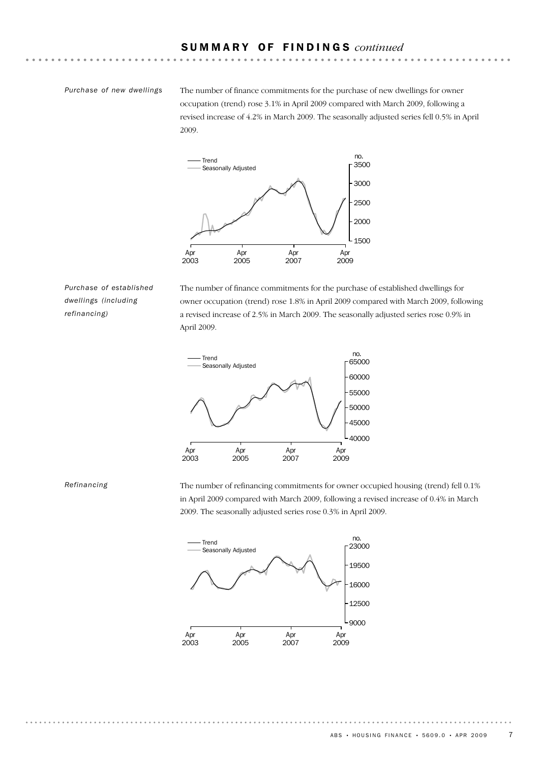## SUMMARY OF FINDINGS *continued*

*Purchase of new dwellings*

The number of finance commitments for the purchase of new dwellings for owner occupation (trend) rose 3.1% in April 2009 compared with March 2009, following a revised increase of 4.2% in March 2009. The seasonally adjusted series fell 0.5% in April 2009.

*Purchase of established dwellings (including refinancing)*

The number of finance commitments for the purchase of established dwellings for owner occupation (trend) rose 1.8% in April 2009 compared with March 2009, following a revised increase of 2.5% in March 2009. The seasonally adjusted series rose 0.9% in April 2009.

*Refinancing*

The number of refinancing commitments for owner occupied housing (trend) fell 0.1% in April 2009 compared with March 2009, following a revised increase of 0.4% in March 2009. The seasonally adjusted series rose 0.3% in April 2009.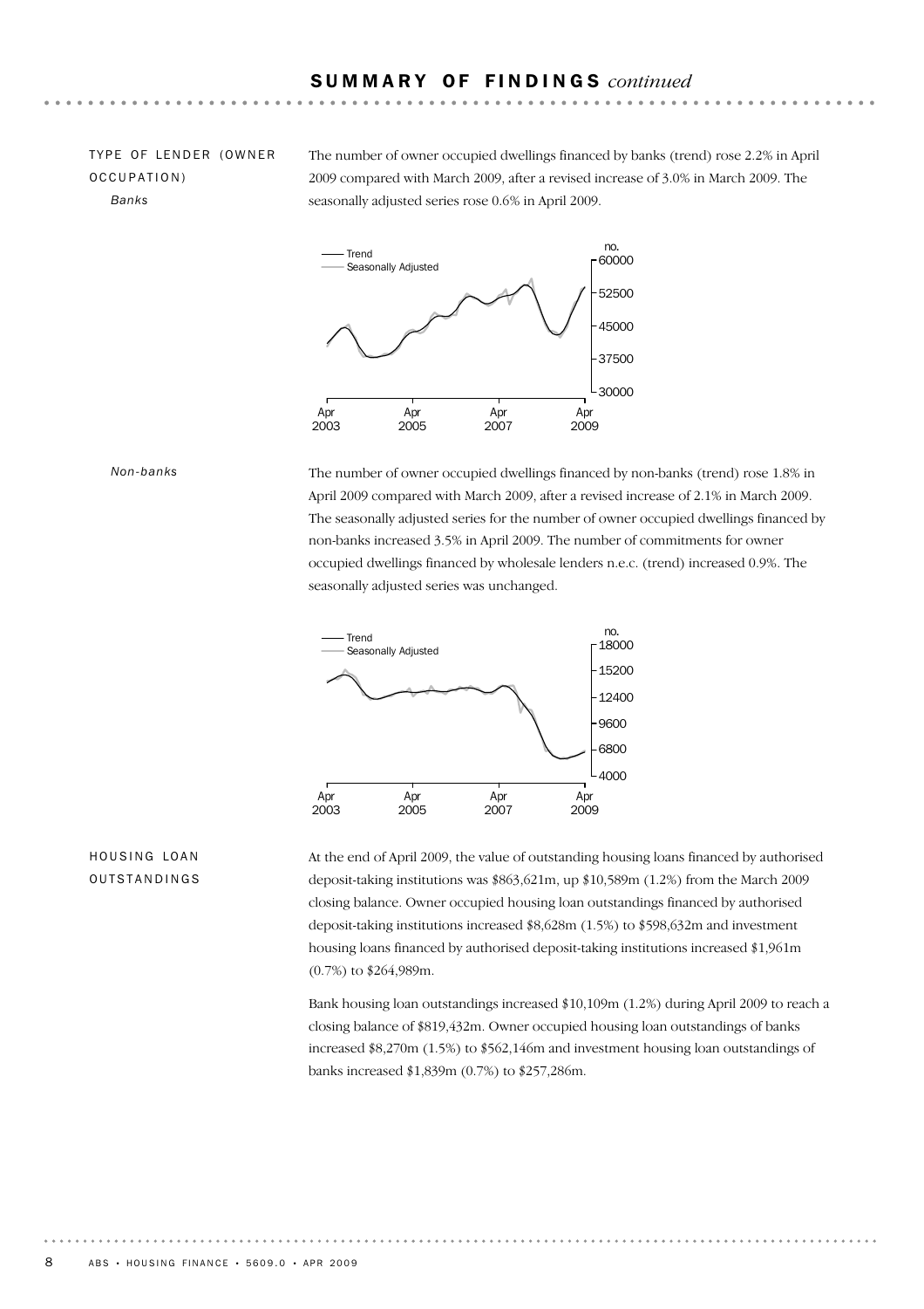## SUMMARY OF FINDINGS *continued*

### TYPE OF LENDER (OWNER OCCUPATION)

*Banks*

The number of owner occupied dwellings financed by banks (trend) rose 2.2% in April 2009 compared with March 2009, after a revised increase of 3.0% in March 2009. The seasonally adjusted series rose 0.6% in April 2009.

*Non-banks*

The number of owner occupied dwellings financed by non-banks (trend) rose 1.8% in April 2009 compared with March 2009, after a revised increase of 2.1% in March 2009. The seasonally adjusted series for the number of owner occupied dwellings financed by non-banks increased 3.5% in April 2009. The number of commitments for owner occupied dwellings financed by wholesale lenders n.e.c. (trend) increased 0.9%. The seasonally adjusted series was unchanged.

### HOUSING LOAN OUTSTANDINGS

At the end of April 2009, the value of outstanding housing loans financed by authorised deposit-taking institutions was $863,621m, up $10,589m (1.2%) from the March 2009 closing balance. Owner occupied housing loan outstandings financed by authorised deposit-taking institutions increased $8,628m (1.5%) to $598,632m and investment housing loans financed by authorised deposit-taking institutions increased $1,961m (0.7%) to $264,989m.

Bank housing loan outstandings increased $10,109m (1.2%) during April 2009 to reach a closing balance of $819,432m. Owner occupied housing loan outstandings of banks increased $8,270m (1.5%) to $562,146m and investment housing loan outstandings of banks increased $1,839m (0.7%) to $257,286m.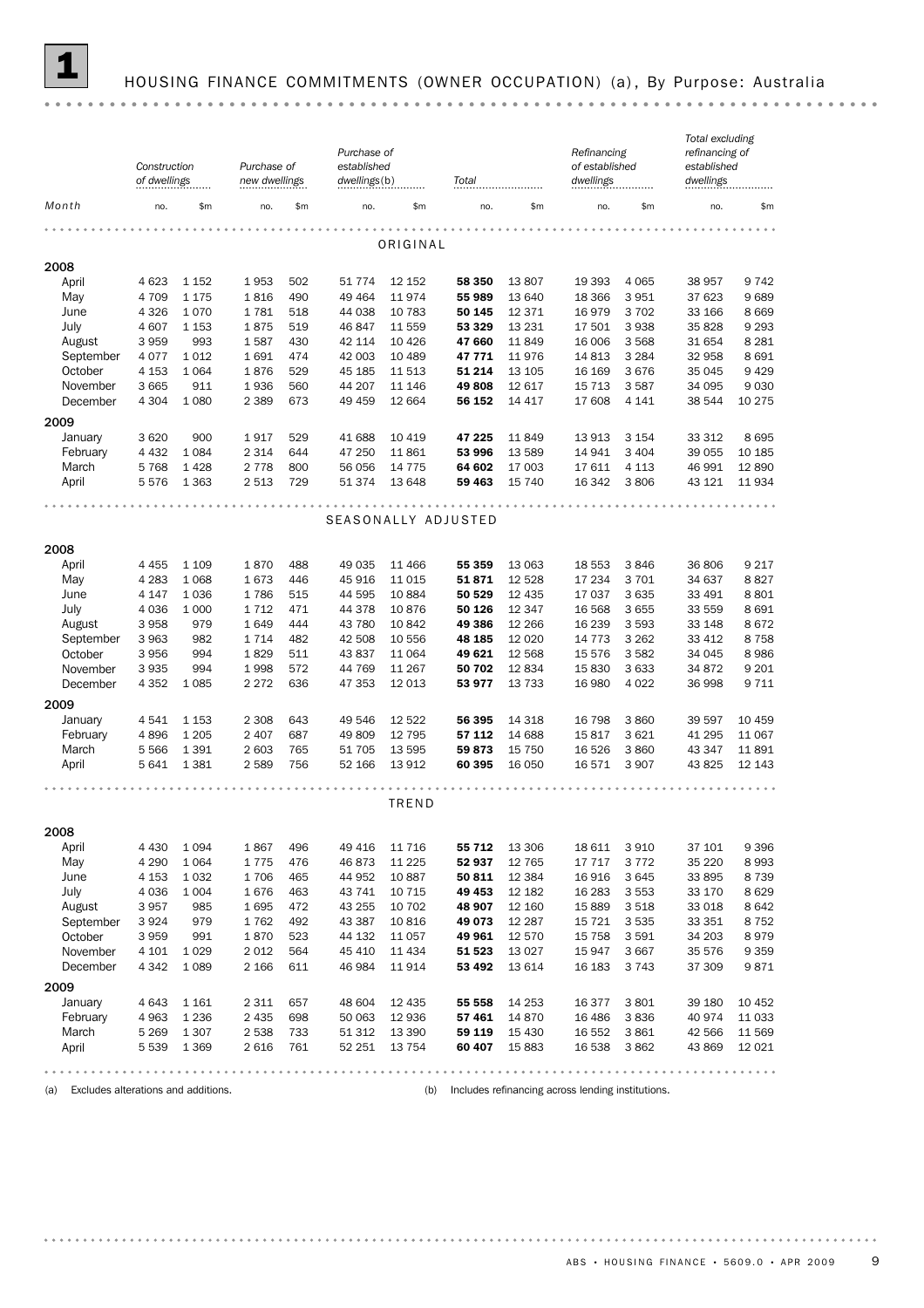# 1 HOUSING FINANCE COMMITMENTS (OWNER OCCUPATION) (a), By Purpose: Australia

| Month | Construction of dwellings | | Purchase of new dwellings | | Purchase of established dwellings(b) | | Total | | Refinancing of established dwellings | | Total excluding refinancing of established dwellings | |
|---|---|---|---|---|---|---|---|---|---|---|---|---|
| | no. | $m | no. | $m | no. | $m | no. | $m | no. | $m | no. | $m |
| **ORIGINAL** | | | | | | | | | | | | |
| **2008** | | | | | | | | | | | | |
| April | 4 623 | 1 152 | 1 953 | 502 | 51 774 | 12 152 | **58 350** | 13 807 | 19 393 | 4 065 | 38 957 | 9 742 |
| May | 4 709 | 1 175 | 1 816 | 490 | 49 464 | 11 974 | **55 989** | 13 640 | 18 366 | 3 951 | 37 623 | 9 689 |
| June | 4 326 | 1 070 | 1 781 | 518 | 44 038 | 10 783 | **50 145** | 12 371 | 16 979 | 3 702 | 33 166 | 8 669 |
| July | 4 607 | 1 153 | 1 875 | 519 | 46 847 | 11 559 | **53 329** | 13 231 | 17 501 | 3 938 | 35 828 | 9 293 |
| August | 3 959 | 993 | 1 587 | 430 | 42 114 | 10 426 | **47 660** | 11 849 | 16 006 | 3 568 | 31 654 | 8 281 |
| September | 4 077 | 1 012 | 1 691 | 474 | 42 003 | 10 489 | **47 771** | 11 976 | 14 813 | 3 284 | 32 958 | 8 691 |
| October | 4 153 | 1 064 | 1 876 | 529 | 45 185 | 11 513 | **51 214** | 13 105 | 16 169 | 3 676 | 35 045 | 9 429 |
| November | 3 665 | 911 | 1 936 | 560 | 44 207 | 11 146 | **49 808** | 12 617 | 15 713 | 3 587 | 34 095 | 9 030 |
| December | 4 304 | 1 080 | 2 389 | 673 | 49 459 | 12 664 | **56 152** | 14 417 | 17 608 | 4 141 | 38 544 | 10 275 |
| **2009** | | | | | | | | | | | | |
| January | 3 620 | 900 | 1 917 | 529 | 41 688 | 10 419 | **47 225** | 11 849 | 13 913 | 3 154 | 33 312 | 8 695 |
| February | 4 432 | 1 084 | 2 314 | 644 | 47 250 | 11 861 | **53 996** | 13 589 | 14 941 | 3 404 | 39 055 | 10 185 |
| March | 5 768 | 1 428 | 2 778 | 800 | 56 056 | 14 775 | **64 602** | 17 003 | 17 611 | 4 113 | 46 991 | 12 890 |
| April | 5 576 | 1 363 | 2 513 | 729 | 51 374 | 13 648 | **59 463** | 15 740 | 16 342 | 3 806 | 43 121 | 11 934 |
| **SEASONALLY ADJUSTED** | | | | | | | | | | | | |
| **2008** | | | | | | | | | | | | |
| April | 4 455 | 1 109 | 1 870 | 488 | 49 035 | 11 466 | **55 359** | 13 063 | 18 553 | 3 846 | 36 806 | 9 217 |
| May | 4 283 | 1 068 | 1 673 | 446 | 45 916 | 11 015 | **51 871** | 12 528 | 17 234 | 3 701 | 34 637 | 8 827 |
| June | 4 147 | 1 036 | 1 786 | 515 | 44 595 | 10 884 | **50 529** | 12 435 | 17 037 | 3 635 | 33 491 | 8 801 |
| July | 4 036 | 1 000 | 1 712 | 471 | 44 378 | 10 876 | **50 126** | 12 347 | 16 568 | 3 655 | 33 559 | 8 691 |
| August | 3 958 | 979 | 1 649 | 444 | 43 780 | 10 842 | **49 386** | 12 266 | 16 239 | 3 593 | 33 148 | 8 672 |
| September | 3 963 | 982 | 1 714 | 482 | 42 508 | 10 556 | **48 185** | 12 020 | 14 773 | 3 262 | 33 412 | 8 758 |
| October | 3 956 | 994 | 1 829 | 511 | 43 837 | 11 064 | **49 621** | 12 568 | 15 576 | 3 582 | 34 045 | 8 986 |
| November | 3 935 | 994 | 1 998 | 572 | 44 769 | 11 267 | **50 702** | 12 834 | 15 830 | 3 633 | 34 872 | 9 201 |
| December | 4 352 | 1 085 | 2 272 | 636 | 47 353 | 12 013 | **53 977** | 13 733 | 16 980 | 4 022 | 36 998 | 9 711 |
| **2009** | | | | | | | | | | | | |
| January | 4 541 | 1 153 | 2 308 | 643 | 49 546 | 12 522 | **56 395** | 14 318 | 16 798 | 3 860 | 39 597 | 10 459 |
| February | 4 896 | 1 205 | 2 407 | 687 | 49 809 | 12 795 | **57 112** | 14 688 | 15 817 | 3 621 | 41 295 | 11 067 |
| March | 5 566 | 1 391 | 2 603 | 765 | 51 705 | 13 595 | **59 873** | 15 750 | 16 526 | 3 860 | 43 347 | 11 891 |
| April | 5 641 | 1 381 | 2 589 | 756 | 52 166 | 13 912 | **60 395** | 16 050 | 16 571 | 3 907 | 43 825 | 12 143 |
| **TREND** | | | | | | | | | | | | |
| **2008** | | | | | | | | | | | | |
| April | 4 430 | 1 094 | 1 867 | 496 | 49 416 | 11 716 | **55 712** | 13 306 | 18 611 | 3 910 | 37 101 | 9 396 |
| May | 4 290 | 1 064 | 1 775 | 476 | 46 873 | 11 225 | **52 937** | 12 765 | 17 717 | 3 772 | 35 220 | 8 993 |
| June | 4 153 | 1 032 | 1 706 | 465 | 44 952 | 10 887 | **50 811** | 12 384 | 16 916 | 3 645 | 33 895 | 8 739 |
| July | 4 036 | 1 004 | 1 676 | 463 | 43 741 | 10 715 | **49 453** | 12 182 | 16 283 | 3 553 | 33 170 | 8 629 |
| August | 3 957 | 985 | 1 695 | 472 | 43 255 | 10 702 | **48 907** | 12 160 | 15 889 | 3 518 | 33 018 | 8 642 |
| September | 3 924 | 979 | 1 762 | 492 | 43 387 | 10 816 | **49 073** | 12 287 | 15 721 | 3 535 | 33 351 | 8 752 |
| October | 3 959 | 991 | 1 870 | 523 | 44 132 | 11 057 | **49 961** | 12 570 | 15 758 | 3 591 | 34 203 | 8 979 |
| November | 4 101 | 1 029 | 2 012 | 564 | 45 410 | 11 434 | **51 523** | 13 027 | 15 947 | 3 667 | 35 576 | 9 359 |
| December | 4 342 | 1 089 | 2 166 | 611 | 46 984 | 11 914 | **53 492** | 13 614 | 16 183 | 3 743 | 37 309 | 9 871 |
| **2009** | | | | | | | | | | | | |
| January | 4 643 | 1 161 | 2 311 | 657 | 48 604 | 12 435 | **55 558** | 14 253 | 16 377 | 3 801 | 39 180 | 10 452 |
| February | 4 963 | 1 236 | 2 435 | 698 | 50 063 | 12 936 | **57 461** | 14 870 | 16 486 | 3 836 | 40 974 | 11 033 |
| March | 5 269 | 1 307 | 2 538 | 733 | 51 312 | 13 390 | **59 119** | 15 430 | 16 552 | 3 861 | 42 566 | 11 569 |
| April | 5 539 | 1 369 | 2 616 | 761 | 52 251 | 13 754 | **60 407** | 15 883 | 16 538 | 3 862 | 43 869 | 12 021 |

(a) Excludes alterations and additions.

(b) Includes refinancing across lending institutions.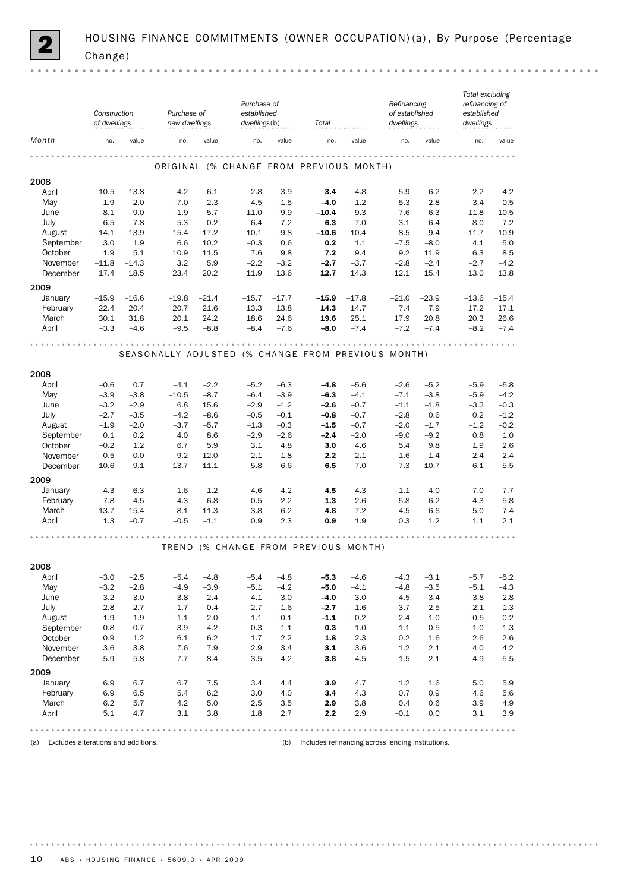## 2 HOUSING FINANCE COMMITMENTS (OWNER OCCUPATION)(a), By Purpose (Percentage Change)

| Month | Construction of dwellings | | Purchase of new dwellings | | Purchase of established dwellings(b) | | Total | | Refinancing of established dwellings | | Total excluding refinancing of established dwellings | |
|---|---|---|---|---|---|---|---|---|---|---|---|---|
| | no. | value | no. | value | no. | value | no. | value | no. | value | no. | value |
| **ORIGINAL (% CHANGE FROM PREVIOUS MONTH)** | | | | | | | | | | | | |
| **2008** | | | | | | | | | | | | |
| April | 10.5 | 13.8 | 4.2 | 6.1 | 2.8 | 3.9 | **3.4** | 4.8 | 5.9 | 6.2 | 2.2 | 4.2 |
| May | 1.9 | 2.0 | –7.0 | –2.3 | –4.5 | –1.5 | **–4.0** | –1.2 | –5.3 | –2.8 | –3.4 | –0.5 |
| June | –8.1 | –9.0 | –1.9 | 5.7 | –11.0 | –9.9 | **–10.4** | –9.3 | –7.6 | –6.3 | –11.8 | –10.5 |
| July | 6.5 | 7.8 | 5.3 | 0.2 | 6.4 | 7.2 | **6.3** | 7.0 | 3.1 | 6.4 | 8.0 | 7.2 |
| August | –14.1 | –13.9 | –15.4 | –17.2 | –10.1 | –9.8 | **–10.6** | –10.4 | –8.5 | –9.4 | –11.7 | –10.9 |
| September | 3.0 | 1.9 | 6.6 | 10.2 | –0.3 | 0.6 | **0.2** | 1.1 | –7.5 | –8.0 | 4.1 | 5.0 |
| October | 1.9 | 5.1 | 10.9 | 11.5 | 7.6 | 9.8 | **7.2** | 9.4 | 9.2 | 11.9 | 6.3 | 8.5 |
| November | –11.8 | –14.3 | 3.2 | 5.9 | –2.2 | –3.2 | **–2.7** | –3.7 | –2.8 | –2.4 | –2.7 | –4.2 |
| December | 17.4 | 18.5 | 23.4 | 20.2 | 11.9 | 13.6 | **12.7** | 14.3 | 12.1 | 15.4 | 13.0 | 13.8 |
| **2009** | | | | | | | | | | | | |
| January | –15.9 | –16.6 | –19.8 | –21.4 | –15.7 | –17.7 | **–15.9** | –17.8 | –21.0 | –23.9 | –13.6 | –15.4 |
| February | 22.4 | 20.4 | 20.7 | 21.6 | 13.3 | 13.8 | **14.3** | 14.7 | 7.4 | 7.9 | 17.2 | 17.1 |
| March | 30.1 | 31.8 | 20.1 | 24.2 | 18.6 | 24.6 | **19.6** | 25.1 | 17.9 | 20.8 | 20.3 | 26.6 |
| April | –3.3 | –4.6 | –9.5 | –8.8 | –8.4 | –7.6 | **–8.0** | –7.4 | –7.2 | –7.4 | –8.2 | –7.4 |
| **SEASONALLY ADJUSTED (% CHANGE FROM PREVIOUS MONTH)** | | | | | | | | | | | | |
| **2008** | | | | | | | | | | | | |
| April | –0.6 | 0.7 | –4.1 | –2.2 | –5.2 | –6.3 | **–4.8** | –5.6 | –2.6 | –5.2 | –5.9 | –5.8 |
| May | –3.9 | –3.8 | –10.5 | –8.7 | –6.4 | –3.9 | **–6.3** | –4.1 | –7.1 | –3.8 | –5.9 | –4.2 |
| June | –3.2 | –2.9 | 6.8 | 15.6 | –2.9 | –1.2 | **–2.6** | –0.7 | –1.1 | –1.8 | –3.3 | –0.3 |
| July | –2.7 | –3.5 | –4.2 | –8.6 | –0.5 | –0.1 | **–0.8** | –0.7 | –2.8 | 0.6 | 0.2 | –1.2 |
| August | –1.9 | –2.0 | –3.7 | –5.7 | –1.3 | –0.3 | **–1.5** | –0.7 | –2.0 | –1.7 | –1.2 | –0.2 |
| September | 0.1 | 0.2 | 4.0 | 8.6 | –2.9 | –2.6 | **–2.4** | –2.0 | –9.0 | –9.2 | 0.8 | 1.0 |
| October | –0.2 | 1.2 | 6.7 | 5.9 | 3.1 | 4.8 | **3.0** | 4.6 | 5.4 | 9.8 | 1.9 | 2.6 |
| November | –0.5 | 0.0 | 9.2 | 12.0 | 2.1 | 1.8 | **2.2** | 2.1 | 1.6 | 1.4 | 2.4 | 2.4 |
| December | 10.6 | 9.1 | 13.7 | 11.1 | 5.8 | 6.6 | **6.5** | 7.0 | 7.3 | 10.7 | 6.1 | 5.5 |
| **2009** | | | | | | | | | | | | |
| January | 4.3 | 6.3 | 1.6 | 1.2 | 4.6 | 4.2 | **4.5** | 4.3 | –1.1 | –4.0 | 7.0 | 7.7 |
| February | 7.8 | 4.5 | 4.3 | 6.8 | 0.5 | 2.2 | **1.3** | 2.6 | –5.8 | –6.2 | 4.3 | 5.8 |
| March | 13.7 | 15.4 | 8.1 | 11.3 | 3.8 | 6.2 | **4.8** | 7.2 | 4.5 | 6.6 | 5.0 | 7.4 |
| April | 1.3 | –0.7 | –0.5 | –1.1 | 0.9 | 2.3 | **0.9** | 1.9 | 0.3 | 1.2 | 1.1 | 2.1 |
| **TREND (% CHANGE FROM PREVIOUS MONTH)** | | | | | | | | | | | | |
| **2008** | | | | | | | | | | | | |
| April | –3.0 | –2.5 | –5.4 | –4.8 | –5.4 | –4.8 | **–5.3** | –4.6 | –4.3 | –3.1 | –5.7 | –5.2 |
| May | –3.2 | –2.8 | –4.9 | –3.9 | –5.1 | –4.2 | **–5.0** | –4.1 | –4.8 | –3.5 | –5.1 | –4.3 |
| June | –3.2 | –3.0 | –3.8 | –2.4 | –4.1 | –3.0 | **–4.0** | –3.0 | –4.5 | –3.4 | –3.8 | –2.8 |
| July | –2.8 | –2.7 | –1.7 | –0.4 | –2.7 | –1.6 | **–2.7** | –1.6 | –3.7 | –2.5 | –2.1 | –1.3 |
| August | –1.9 | –1.9 | 1.1 | 2.0 | –1.1 | –0.1 | **–1.1** | –0.2 | –2.4 | –1.0 | –0.5 | 0.2 |
| September | –0.8 | –0.7 | 3.9 | 4.2 | 0.3 | 1.1 | **0.3** | 1.0 | –1.1 | 0.5 | 1.0 | 1.3 |
| October | 0.9 | 1.2 | 6.1 | 6.2 | 1.7 | 2.2 | **1.8** | 2.3 | 0.2 | 1.6 | 2.6 | 2.6 |
| November | 3.6 | 3.8 | 7.6 | 7.9 | 2.9 | 3.4 | **3.1** | 3.6 | 1.2 | 2.1 | 4.0 | 4.2 |
| December | 5.9 | 5.8 | 7.7 | 8.4 | 3.5 | 4.2 | **3.8** | 4.5 | 1.5 | 2.1 | 4.9 | 5.5 |
| **2009** | | | | | | | | | | | | |
| January | 6.9 | 6.7 | 6.7 | 7.5 | 3.4 | 4.4 | **3.9** | 4.7 | 1.2 | 1.6 | 5.0 | 5.9 |
| February | 6.9 | 6.5 | 5.4 | 6.2 | 3.0 | 4.0 | **3.4** | 4.3 | 0.7 | 0.9 | 4.6 | 5.6 |
| March | 6.2 | 5.7 | 4.2 | 5.0 | 2.5 | 3.5 | **2.9** | 3.8 | 0.4 | 0.6 | 3.9 | 4.9 |
| April | 5.1 | 4.7 | 3.1 | 3.8 | 1.8 | 2.7 | **2.2** | 2.9 | –0.1 | 0.0 | 3.1 | 3.9 |

(a) Excludes alterations and additions.

(b) Includes refinancing across lending institutions.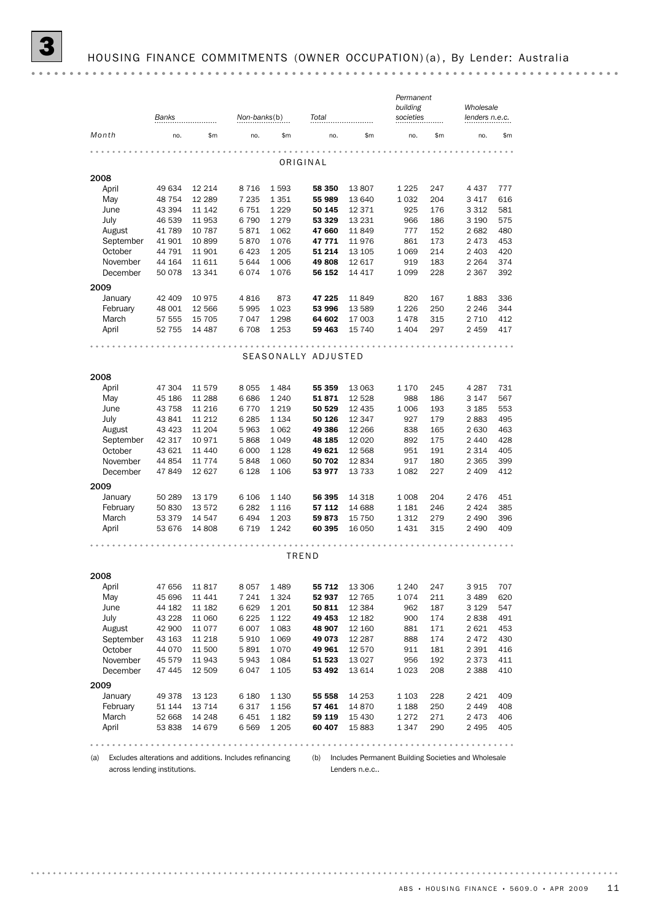## 3 HOUSING FINANCE COMMITMENTS (OWNER OCCUPATION)(a), By Lender: Australia

| Month | Banks | | Non-banks(b) | | Total | | Permanent building societies | | Wholesale lenders n.e.c. | |
|---|---|---|---|---|---|---|---|---|---|---|
| | no. | $m | no. | $m | no. | $m | no. | $m | no. | $m |
| **ORIGINAL** | | | | | | | | | | |
| **2008** | | | | | | | | | | |
| April | 49 634 | 12 214 | 8 716 | 1 593 | **58 350** | 13 807 | 1 225 | 247 | 4 437 | 777 |
| May | 48 754 | 12 289 | 7 235 | 1 351 | **55 989** | 13 640 | 1 032 | 204 | 3 417 | 616 |
| June | 43 394 | 11 142 | 6 751 | 1 229 | **50 145** | 12 371 | 925 | 176 | 3 312 | 581 |
| July | 46 539 | 11 953 | 6 790 | 1 279 | **53 329** | 13 231 | 966 | 186 | 3 190 | 575 |
| August | 41 789 | 10 787 | 5 871 | 1 062 | **47 660** | 11 849 | 777 | 152 | 2 682 | 480 |
| September | 41 901 | 10 899 | 5 870 | 1 076 | **47 771** | 11 976 | 861 | 173 | 2 473 | 453 |
| October | 44 791 | 11 901 | 6 423 | 1 205 | **51 214** | 13 105 | 1 069 | 214 | 2 403 | 420 |
| November | 44 164 | 11 611 | 5 644 | 1 006 | **49 808** | 12 617 | 919 | 183 | 2 264 | 374 |
| December | 50 078 | 13 341 | 6 074 | 1 076 | **56 152** | 14 417 | 1 099 | 228 | 2 367 | 392 |
| **2009** | | | | | | | | | | |
| January | 42 409 | 10 975 | 4 816 | 873 | **47 225** | 11 849 | 820 | 167 | 1 883 | 336 |
| February | 48 001 | 12 566 | 5 995 | 1 023 | **53 996** | 13 589 | 1 226 | 250 | 2 246 | 344 |
| March | 57 555 | 15 705 | 7 047 | 1 298 | **64 602** | 17 003 | 1 478 | 315 | 2 710 | 412 |
| April | 52 755 | 14 487 | 6 708 | 1 253 | **59 463** | 15 740 | 1 404 | 297 | 2 459 | 417 |
| **SEASONALLY ADJUSTED** | | | | | | | | | | |
| **2008** | | | | | | | | | | |
| April | 47 304 | 11 579 | 8 055 | 1 484 | **55 359** | 13 063 | 1 170 | 245 | 4 287 | 731 |
| May | 45 186 | 11 288 | 6 686 | 1 240 | **51 871** | 12 528 | 988 | 186 | 3 147 | 567 |
| June | 43 758 | 11 216 | 6 770 | 1 219 | **50 529** | 12 435 | 1 006 | 193 | 3 185 | 553 |
| July | 43 841 | 11 212 | 6 285 | 1 134 | **50 126** | 12 347 | 927 | 179 | 2 883 | 495 |
| August | 43 423 | 11 204 | 5 963 | 1 062 | **49 386** | 12 266 | 838 | 165 | 2 630 | 463 |
| September | 42 317 | 10 971 | 5 868 | 1 049 | **48 185** | 12 020 | 892 | 175 | 2 440 | 428 |
| October | 43 621 | 11 440 | 6 000 | 1 128 | **49 621** | 12 568 | 951 | 191 | 2 314 | 405 |
| November | 44 854 | 11 774 | 5 848 | 1 060 | **50 702** | 12 834 | 917 | 180 | 2 365 | 399 |
| December | 47 849 | 12 627 | 6 128 | 1 106 | **53 977** | 13 733 | 1 082 | 227 | 2 409 | 412 |
| **2009** | | | | | | | | | | |
| January | 50 289 | 13 179 | 6 106 | 1 140 | **56 395** | 14 318 | 1 008 | 204 | 2 476 | 451 |
| February | 50 830 | 13 572 | 6 282 | 1 116 | **57 112** | 14 688 | 1 181 | 246 | 2 424 | 385 |
| March | 53 379 | 14 547 | 6 494 | 1 203 | **59 873** | 15 750 | 1 312 | 279 | 2 490 | 396 |
| April | 53 676 | 14 808 | 6 719 | 1 242 | **60 395** | 16 050 | 1 431 | 315 | 2 490 | 409 |
| **TREND** | | | | | | | | | | |
| **2008** | | | | | | | | | | |
| April | 47 656 | 11 817 | 8 057 | 1 489 | **55 712** | 13 306 | 1 240 | 247 | 3 915 | 707 |
| May | 45 696 | 11 441 | 7 241 | 1 324 | **52 937** | 12 765 | 1 074 | 211 | 3 489 | 620 |
| June | 44 182 | 11 182 | 6 629 | 1 201 | **50 811** | 12 384 | 962 | 187 | 3 129 | 547 |
| July | 43 228 | 11 060 | 6 225 | 1 122 | **49 453** | 12 182 | 900 | 174 | 2 838 | 491 |
| August | 42 900 | 11 077 | 6 007 | 1 083 | **48 907** | 12 160 | 881 | 171 | 2 621 | 453 |
| September | 43 163 | 11 218 | 5 910 | 1 069 | **49 073** | 12 287 | 888 | 174 | 2 472 | 430 |
| October | 44 070 | 11 500 | 5 891 | 1 070 | **49 961** | 12 570 | 911 | 181 | 2 391 | 416 |
| November | 45 579 | 11 943 | 5 943 | 1 084 | **51 523** | 13 027 | 956 | 192 | 2 373 | 411 |
| December | 47 445 | 12 509 | 6 047 | 1 105 | **53 492** | 13 614 | 1 023 | 208 | 2 388 | 410 |
| **2009** | | | | | | | | | | |
| January | 49 378 | 13 123 | 6 180 | 1 130 | **55 558** | 14 253 | 1 103 | 228 | 2 421 | 409 |
| February | 51 144 | 13 714 | 6 317 | 1 156 | **57 461** | 14 870 | 1 188 | 250 | 2 449 | 408 |
| March | 52 668 | 14 248 | 6 451 | 1 182 | **59 119** | 15 430 | 1 272 | 271 | 2 473 | 406 |
| April | 53 838 | 14 679 | 6 569 | 1 205 | **60 407** | 15 883 | 1 347 | 290 | 2 495 | 405 |

(a) Excludes alterations and additions. Includes refinancing across lending institutions.

(b) Includes Permanent Building Societies and Wholesale Lenders n.e.c..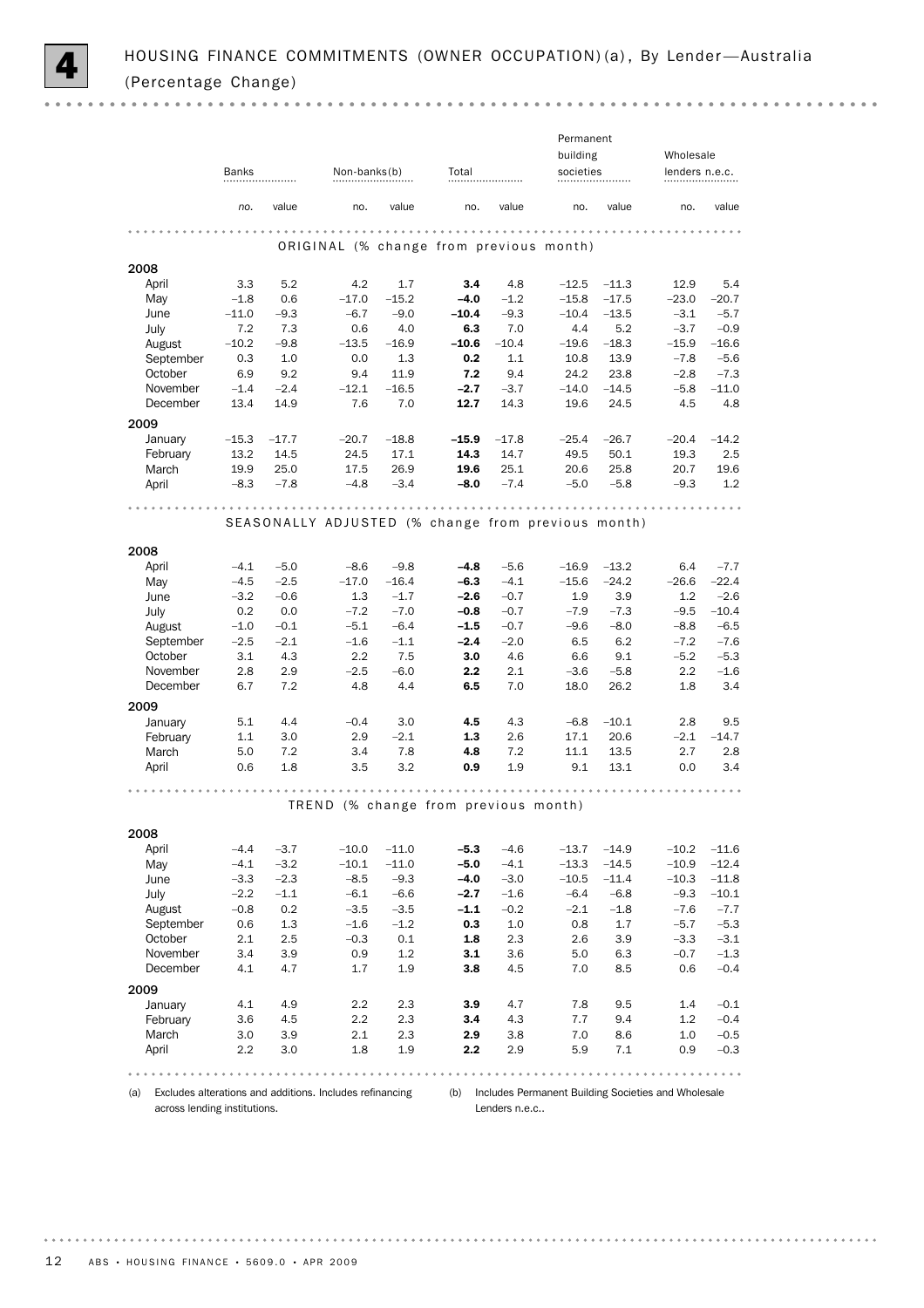# 4 HOUSING FINANCE COMMITMENTS (OWNER OCCUPATION)(a), By Lender—Australia (Percentage Change)

| | Banks | | Non-banks(b) | | Total | | Permanent building societies | | Wholesale lenders n.e.c. | |
|---|---|---|---|---|---|---|---|---|---|---|
| | *no.* | value | no. | value | no. | value | no. | value | no. | value |
| **ORIGINAL (% change from previous month)** | | | | | | | | | | |
| **2008** | | | | | | | | | | |
| April | 3.3 | 5.2 | 4.2 | 1.7 | **3.4** | 4.8 | –12.5 | –11.3 | 12.9 | 5.4 |
| May | –1.8 | 0.6 | –17.0 | –15.2 | **–4.0** | –1.2 | –15.8 | –17.5 | –23.0 | –20.7 |
| June | –11.0 | –9.3 | –6.7 | –9.0 | **–10.4** | –9.3 | –10.4 | –13.5 | –3.1 | –5.7 |
| July | 7.2 | 7.3 | 0.6 | 4.0 | **6.3** | 7.0 | 4.4 | 5.2 | –3.7 | –0.9 |
| August | –10.2 | –9.8 | –13.5 | –16.9 | **–10.6** | –10.4 | –19.6 | –18.3 | –15.9 | –16.6 |
| September | 0.3 | 1.0 | 0.0 | 1.3 | **0.2** | 1.1 | 10.8 | 13.9 | –7.8 | –5.6 |
| October | 6.9 | 9.2 | 9.4 | 11.9 | **7.2** | 9.4 | 24.2 | 23.8 | –2.8 | –7.3 |
| November | –1.4 | –2.4 | –12.1 | –16.5 | **–2.7** | –3.7 | –14.0 | –14.5 | –5.8 | –11.0 |
| December | 13.4 | 14.9 | 7.6 | 7.0 | **12.7** | 14.3 | 19.6 | 24.5 | 4.5 | 4.8 |
| **2009** | | | | | | | | | | |
| January | –15.3 | –17.7 | –20.7 | –18.8 | **–15.9** | –17.8 | –25.4 | –26.7 | –20.4 | –14.2 |
| February | 13.2 | 14.5 | 24.5 | 17.1 | **14.3** | 14.7 | 49.5 | 50.1 | 19.3 | 2.5 |
| March | 19.9 | 25.0 | 17.5 | 26.9 | **19.6** | 25.1 | 20.6 | 25.8 | 20.7 | 19.6 |
| April | –8.3 | –7.8 | –4.8 | –3.4 | **–8.0** | –7.4 | –5.0 | –5.8 | –9.3 | 1.2 |
| **SEASONALLY ADJUSTED (% change from previous month)** | | | | | | | | | | |
| **2008** | | | | | | | | | | |
| April | –4.1 | –5.0 | –8.6 | –9.8 | **–4.8** | –5.6 | –16.9 | –13.2 | 6.4 | –7.7 |
| May | –4.5 | –2.5 | –17.0 | –16.4 | **–6.3** | –4.1 | –15.6 | –24.2 | –26.6 | –22.4 |
| June | –3.2 | –0.6 | 1.3 | –1.7 | **–2.6** | –0.7 | 1.9 | 3.9 | 1.2 | –2.6 |
| July | 0.2 | 0.0 | –7.2 | –7.0 | **–0.8** | –0.7 | –7.9 | –7.3 | –9.5 | –10.4 |
| August | –1.0 | –0.1 | –5.1 | –6.4 | **–1.5** | –0.7 | –9.6 | –8.0 | –8.8 | –6.5 |
| September | –2.5 | –2.1 | –1.6 | –1.1 | **–2.4** | –2.0 | 6.5 | 6.2 | –7.2 | –7.6 |
| October | 3.1 | 4.3 | 2.2 | 7.5 | **3.0** | 4.6 | 6.6 | 9.1 | –5.2 | –5.3 |
| November | 2.8 | 2.9 | –2.5 | –6.0 | **2.2** | 2.1 | –3.6 | –5.8 | 2.2 | –1.6 |
| December | 6.7 | 7.2 | 4.8 | 4.4 | **6.5** | 7.0 | 18.0 | 26.2 | 1.8 | 3.4 |
| **2009** | | | | | | | | | | |
| January | 5.1 | 4.4 | –0.4 | 3.0 | **4.5** | 4.3 | –6.8 | –10.1 | 2.8 | 9.5 |
| February | 1.1 | 3.0 | 2.9 | –2.1 | **1.3** | 2.6 | 17.1 | 20.6 | –2.1 | –14.7 |
| March | 5.0 | 7.2 | 3.4 | 7.8 | **4.8** | 7.2 | 11.1 | 13.5 | 2.7 | 2.8 |
| April | 0.6 | 1.8 | 3.5 | 3.2 | **0.9** | 1.9 | 9.1 | 13.1 | 0.0 | 3.4 |
| **TREND (% change from previous month)** | | | | | | | | | | |
| **2008** | | | | | | | | | | |
| April | –4.4 | –3.7 | –10.0 | –11.0 | **–5.3** | –4.6 | –13.7 | –14.9 | –10.2 | –11.6 |
| May | –4.1 | –3.2 | –10.1 | –11.0 | **–5.0** | –4.1 | –13.3 | –14.5 | –10.9 | –12.4 |
| June | –3.3 | –2.3 | –8.5 | –9.3 | **–4.0** | –3.0 | –10.5 | –11.4 | –10.3 | –11.8 |
| July | –2.2 | –1.1 | –6.1 | –6.6 | **–2.7** | –1.6 | –6.4 | –6.8 | –9.3 | –10.1 |
| August | –0.8 | 0.2 | –3.5 | –3.5 | **–1.1** | –0.2 | –2.1 | –1.8 | –7.6 | –7.7 |
| September | 0.6 | 1.3 | –1.6 | –1.2 | **0.3** | 1.0 | 0.8 | 1.7 | –5.7 | –5.3 |
| October | 2.1 | 2.5 | –0.3 | 0.1 | **1.8** | 2.3 | 2.6 | 3.9 | –3.3 | –3.1 |
| November | 3.4 | 3.9 | 0.9 | 1.2 | **3.1** | 3.6 | 5.0 | 6.3 | –0.7 | –1.3 |
| December | 4.1 | 4.7 | 1.7 | 1.9 | **3.8** | 4.5 | 7.0 | 8.5 | 0.6 | –0.4 |
| **2009** | | | | | | | | | | |
| January | 4.1 | 4.9 | 2.2 | 2.3 | **3.9** | 4.7 | 7.8 | 9.5 | 1.4 | –0.1 |
| February | 3.6 | 4.5 | 2.2 | 2.3 | **3.4** | 4.3 | 7.7 | 9.4 | 1.2 | –0.4 |
| March | 3.0 | 3.9 | 2.1 | 2.3 | **2.9** | 3.8 | 7.0 | 8.6 | 1.0 | –0.5 |
| April | 2.2 | 3.0 | 1.8 | 1.9 | **2.2** | 2.9 | 5.9 | 7.1 | 0.9 | –0.3 |

(a) Excludes alterations and additions. Includes refinancing across lending institutions.

(b) Includes Permanent Building Societies and Wholesale Lenders n.e.c..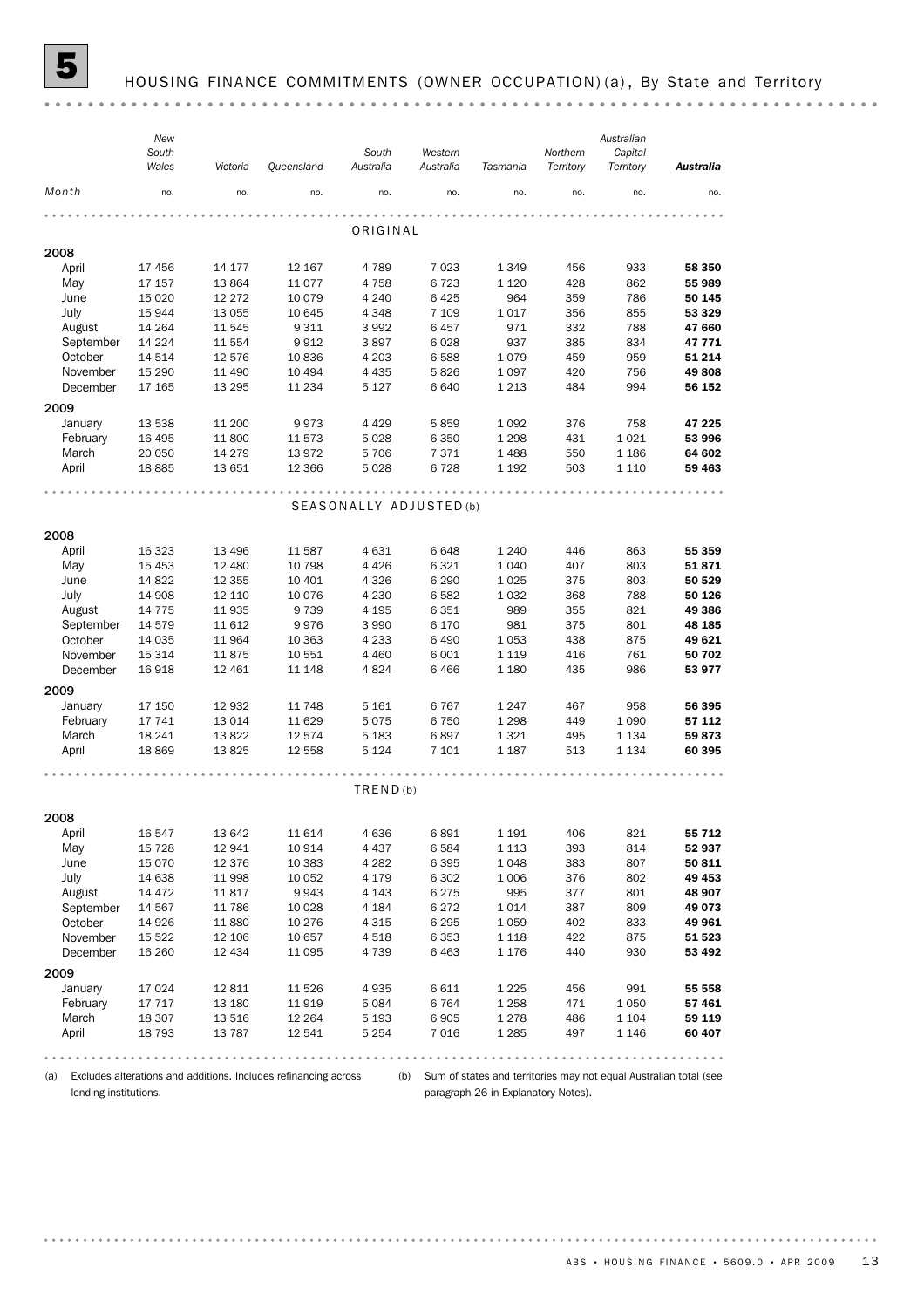# 5 HOUSING FINANCE COMMITMENTS (OWNER OCCUPATION)(a), By State and Territory

| Month | New South Wales | Victoria | Queensland | South Australia | Western Australia | Tasmania | Northern Territory | Australian Capital Territory | *Australia* |
|---|---|---|---|---|---|---|---|---|---|
| | no. | no. | no. | no. | no. | no. | no. | no. | no. |
| **ORIGINAL** | | | | | | | | | |
| **2008** | | | | | | | | | |
| April | 17 456 | 14 177 | 12 167 | 4 789 | 7 023 | 1 349 | 456 | 933 | **58 350** |
| May | 17 157 | 13 864 | 11 077 | 4 758 | 6 723 | 1 120 | 428 | 862 | **55 989** |
| June | 15 020 | 12 272 | 10 079 | 4 240 | 6 425 | 964 | 359 | 786 | **50 145** |
| July | 15 944 | 13 055 | 10 645 | 4 348 | 7 109 | 1 017 | 356 | 855 | **53 329** |
| August | 14 264 | 11 545 | 9 311 | 3 992 | 6 457 | 971 | 332 | 788 | **47 660** |
| September | 14 224 | 11 554 | 9 912 | 3 897 | 6 028 | 937 | 385 | 834 | **47 771** |
| October | 14 514 | 12 576 | 10 836 | 4 203 | 6 588 | 1 079 | 459 | 959 | **51 214** |
| November | 15 290 | 11 490 | 10 494 | 4 435 | 5 826 | 1 097 | 420 | 756 | **49 808** |
| December | 17 165 | 13 295 | 11 234 | 5 127 | 6 640 | 1 213 | 484 | 994 | **56 152** |
| **2009** | | | | | | | | | |
| January | 13 538 | 11 200 | 9 973 | 4 429 | 5 859 | 1 092 | 376 | 758 | **47 225** |
| February | 16 495 | 11 800 | 11 573 | 5 028 | 6 350 | 1 298 | 431 | 1 021 | **53 996** |
| March | 20 050 | 14 279 | 13 972 | 5 706 | 7 371 | 1 488 | 550 | 1 186 | **64 602** |
| April | 18 885 | 13 651 | 12 366 | 5 028 | 6 728 | 1 192 | 503 | 1 110 | **59 463** |
| **SEASONALLY ADJUSTED(b)** | | | | | | | | | |
| **2008** | | | | | | | | | |
| April | 16 323 | 13 496 | 11 587 | 4 631 | 6 648 | 1 240 | 446 | 863 | **55 359** |
| May | 15 453 | 12 480 | 10 798 | 4 426 | 6 321 | 1 040 | 407 | 803 | **51 871** |
| June | 14 822 | 12 355 | 10 401 | 4 326 | 6 290 | 1 025 | 375 | 803 | **50 529** |
| July | 14 908 | 12 110 | 10 076 | 4 230 | 6 582 | 1 032 | 368 | 788 | **50 126** |
| August | 14 775 | 11 935 | 9 739 | 4 195 | 6 351 | 989 | 355 | 821 | **49 386** |
| September | 14 579 | 11 612 | 9 976 | 3 990 | 6 170 | 981 | 375 | 801 | **48 185** |
| October | 14 035 | 11 964 | 10 363 | 4 233 | 6 490 | 1 053 | 438 | 875 | **49 621** |
| November | 15 314 | 11 875 | 10 551 | 4 460 | 6 001 | 1 119 | 416 | 761 | **50 702** |
| December | 16 918 | 12 461 | 11 148 | 4 824 | 6 466 | 1 180 | 435 | 986 | **53 977** |
| **2009** | | | | | | | | | |
| January | 17 150 | 12 932 | 11 748 | 5 161 | 6 767 | 1 247 | 467 | 958 | **56 395** |
| February | 17 741 | 13 014 | 11 629 | 5 075 | 6 750 | 1 298 | 449 | 1 090 | **57 112** |
| March | 18 241 | 13 822 | 12 574 | 5 183 | 6 897 | 1 321 | 495 | 1 134 | **59 873** |
| April | 18 869 | 13 825 | 12 558 | 5 124 | 7 101 | 1 187 | 513 | 1 134 | **60 395** |
| **TREND(b)** | | | | | | | | | |
| **2008** | | | | | | | | | |
| April | 16 547 | 13 642 | 11 614 | 4 636 | 6 891 | 1 191 | 406 | 821 | **55 712** |
| May | 15 728 | 12 941 | 10 914 | 4 437 | 6 584 | 1 113 | 393 | 814 | **52 937** |
| June | 15 070 | 12 376 | 10 383 | 4 282 | 6 395 | 1 048 | 383 | 807 | **50 811** |
| July | 14 638 | 11 998 | 10 052 | 4 179 | 6 302 | 1 006 | 376 | 802 | **49 453** |
| August | 14 472 | 11 817 | 9 943 | 4 143 | 6 275 | 995 | 377 | 801 | **48 907** |
| September | 14 567 | 11 786 | 10 028 | 4 184 | 6 272 | 1 014 | 387 | 809 | **49 073** |
| October | 14 926 | 11 880 | 10 276 | 4 315 | 6 295 | 1 059 | 402 | 833 | **49 961** |
| November | 15 522 | 12 106 | 10 657 | 4 518 | 6 353 | 1 118 | 422 | 875 | **51 523** |
| December | 16 260 | 12 434 | 11 095 | 4 739 | 6 463 | 1 176 | 440 | 930 | **53 492** |
| **2009** | | | | | | | | | |
| January | 17 024 | 12 811 | 11 526 | 4 935 | 6 611 | 1 225 | 456 | 991 | **55 558** |
| February | 17 717 | 13 180 | 11 919 | 5 084 | 6 764 | 1 258 | 471 | 1 050 | **57 461** |
| March | 18 307 | 13 516 | 12 264 | 5 193 | 6 905 | 1 278 | 486 | 1 104 | **59 119** |
| April | 18 793 | 13 787 | 12 541 | 5 254 | 7 016 | 1 285 | 497 | 1 146 | **60 407** |

(a) Excludes alterations and additions. Includes refinancing across lending institutions.

(b) Sum of states and territories may not equal Australian total (see paragraph 26 in Explanatory Notes).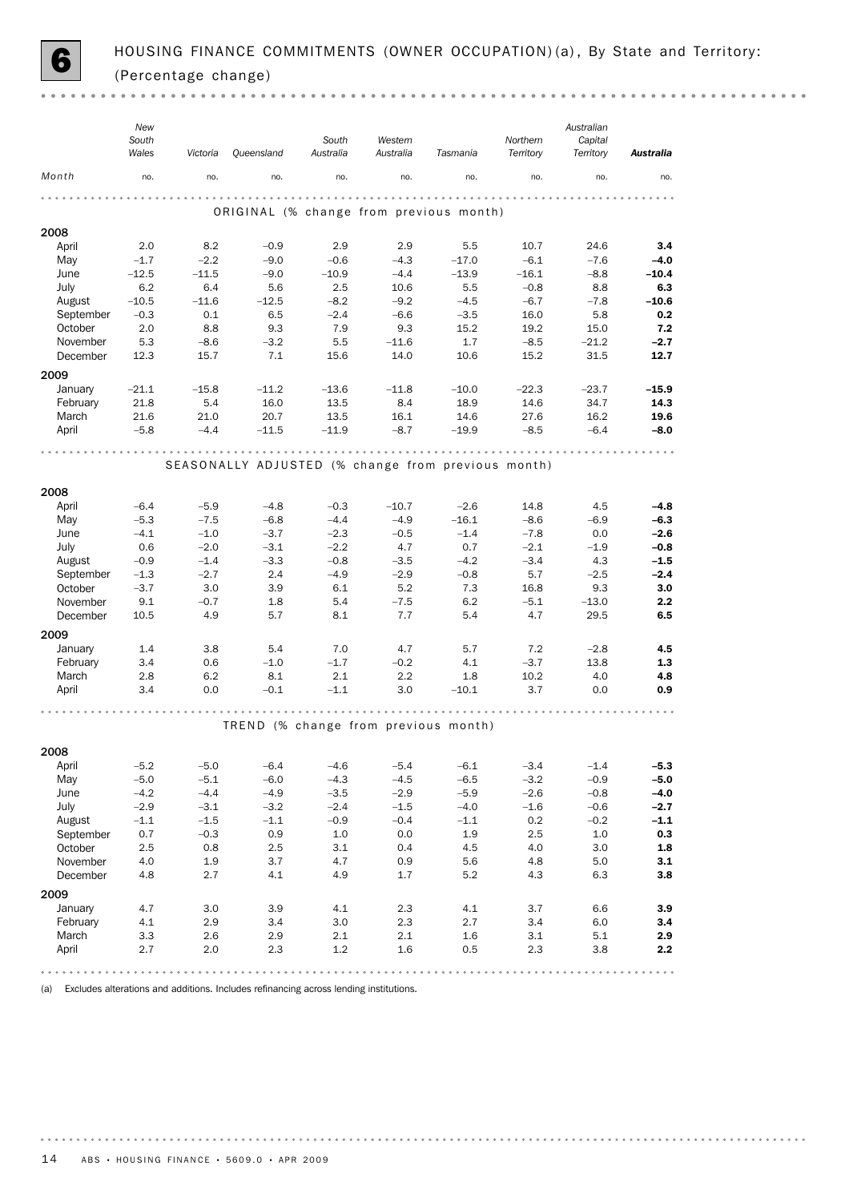# 6 HOUSING FINANCE COMMITMENTS (OWNER OCCUPATION)(a), By State and Territory: (Percentage change)

| Month | New South Wales | Victoria | Queensland | South Australia | Western Australia | Tasmania | Northern Territory | Australian Capital Territory | **Australia** |
|---|---|---|---|---|---|---|---|---|---|
| | no. | no. | no. | no. | no. | no. | no. | no. | no. |
| **ORIGINAL (% change from previous month)** | | | | | | | | | |
| **2008** | | | | | | | | | |
| April | 2.0 | 8.2 | –0.9 | 2.9 | 2.9 | 5.5 | 10.7 | 24.6 | **3.4** |
| May | –1.7 | –2.2 | –9.0 | –0.6 | –4.3 | –17.0 | –6.1 | –7.6 | **–4.0** |
| June | –12.5 | –11.5 | –9.0 | –10.9 | –4.4 | –13.9 | –16.1 | –8.8 | **–10.4** |
| July | 6.2 | 6.4 | 5.6 | 2.5 | 10.6 | 5.5 | –0.8 | 8.8 | **6.3** |
| August | –10.5 | –11.6 | –12.5 | –8.2 | –9.2 | –4.5 | –6.7 | –7.8 | **–10.6** |
| September | –0.3 | 0.1 | 6.5 | –2.4 | –6.6 | –3.5 | 16.0 | 5.8 | **0.2** |
| October | 2.0 | 8.8 | 9.3 | 7.9 | 9.3 | 15.2 | 19.2 | 15.0 | **7.2** |
| November | 5.3 | –8.6 | –3.2 | 5.5 | –11.6 | 1.7 | –8.5 | –21.2 | **–2.7** |
| December | 12.3 | 15.7 | 7.1 | 15.6 | 14.0 | 10.6 | 15.2 | 31.5 | **12.7** |
| **2009** | | | | | | | | | |
| January | –21.1 | –15.8 | –11.2 | –13.6 | –11.8 | –10.0 | –22.3 | –23.7 | **–15.9** |
| February | 21.8 | 5.4 | 16.0 | 13.5 | 8.4 | 18.9 | 14.6 | 34.7 | **14.3** |
| March | 21.6 | 21.0 | 20.7 | 13.5 | 16.1 | 14.6 | 27.6 | 16.2 | **19.6** |
| April | –5.8 | –4.4 | –11.5 | –11.9 | –8.7 | –19.9 | –8.5 | –6.4 | **–8.0** |
| **SEASONALLY ADJUSTED (% change from previous month)** | | | | | | | | | |
| **2008** | | | | | | | | | |
| April | –6.4 | –5.9 | –4.8 | –0.3 | –10.7 | –2.6 | 14.8 | 4.5 | **–4.8** |
| May | –5.3 | –7.5 | –6.8 | –4.4 | –4.9 | –16.1 | –8.6 | –6.9 | **–6.3** |
| June | –4.1 | –1.0 | –3.7 | –2.3 | –0.5 | –1.4 | –7.8 | 0.0 | **–2.6** |
| July | 0.6 | –2.0 | –3.1 | –2.2 | 4.7 | 0.7 | –2.1 | –1.9 | **–0.8** |
| August | –0.9 | –1.4 | –3.3 | –0.8 | –3.5 | –4.2 | –3.4 | 4.3 | **–1.5** |
| September | –1.3 | –2.7 | 2.4 | –4.9 | –2.9 | –0.8 | 5.7 | –2.5 | **–2.4** |
| October | –3.7 | 3.0 | 3.9 | 6.1 | 5.2 | 7.3 | 16.8 | 9.3 | **3.0** |
| November | 9.1 | –0.7 | 1.8 | 5.4 | –7.5 | 6.2 | –5.1 | –13.0 | **2.2** |
| December | 10.5 | 4.9 | 5.7 | 8.1 | 7.7 | 5.4 | 4.7 | 29.5 | **6.5** |
| **2009** | | | | | | | | | |
| January | 1.4 | 3.8 | 5.4 | 7.0 | 4.7 | 5.7 | 7.2 | –2.8 | **4.5** |
| February | 3.4 | 0.6 | –1.0 | –1.7 | –0.2 | 4.1 | –3.7 | 13.8 | **1.3** |
| March | 2.8 | 6.2 | 8.1 | 2.1 | 2.2 | 1.8 | 10.2 | 4.0 | **4.8** |
| April | 3.4 | 0.0 | –0.1 | –1.1 | 3.0 | –10.1 | 3.7 | 0.0 | **0.9** |
| **TREND (% change from previous month)** | | | | | | | | | |
| **2008** | | | | | | | | | |
| April | –5.2 | –5.0 | –6.4 | –4.6 | –5.4 | –6.1 | –3.4 | –1.4 | **–5.3** |
| May | –5.0 | –5.1 | –6.0 | –4.3 | –4.5 | –6.5 | –3.2 | –0.9 | **–5.0** |
| June | –4.2 | –4.4 | –4.9 | –3.5 | –2.9 | –5.9 | –2.6 | –0.8 | **–4.0** |
| July | –2.9 | –3.1 | –3.2 | –2.4 | –1.5 | –4.0 | –1.6 | –0.6 | **–2.7** |
| August | –1.1 | –1.5 | –1.1 | –0.9 | –0.4 | –1.1 | 0.2 | –0.2 | **–1.1** |
| September | 0.7 | –0.3 | 0.9 | 1.0 | 0.0 | 1.9 | 2.5 | 1.0 | **0.3** |
| October | 2.5 | 0.8 | 2.5 | 3.1 | 0.4 | 4.5 | 4.0 | 3.0 | **1.8** |
| November | 4.0 | 1.9 | 3.7 | 4.7 | 0.9 | 5.6 | 4.8 | 5.0 | **3.1** |
| December | 4.8 | 2.7 | 4.1 | 4.9 | 1.7 | 5.2 | 4.3 | 6.3 | **3.8** |
| **2009** | | | | | | | | | |
| January | 4.7 | 3.0 | 3.9 | 4.1 | 2.3 | 4.1 | 3.7 | 6.6 | **3.9** |
| February | 4.1 | 2.9 | 3.4 | 3.0 | 2.3 | 2.7 | 3.4 | 6.0 | **3.4** |
| March | 3.3 | 2.6 | 2.9 | 2.1 | 2.1 | 1.6 | 3.1 | 5.1 | **2.9** |
| April | 2.7 | 2.0 | 2.3 | 1.2 | 1.6 | 0.5 | 2.3 | 3.8 | **2.2** |

(a) Excludes alterations and additions. Includes refinancing across lending institutions.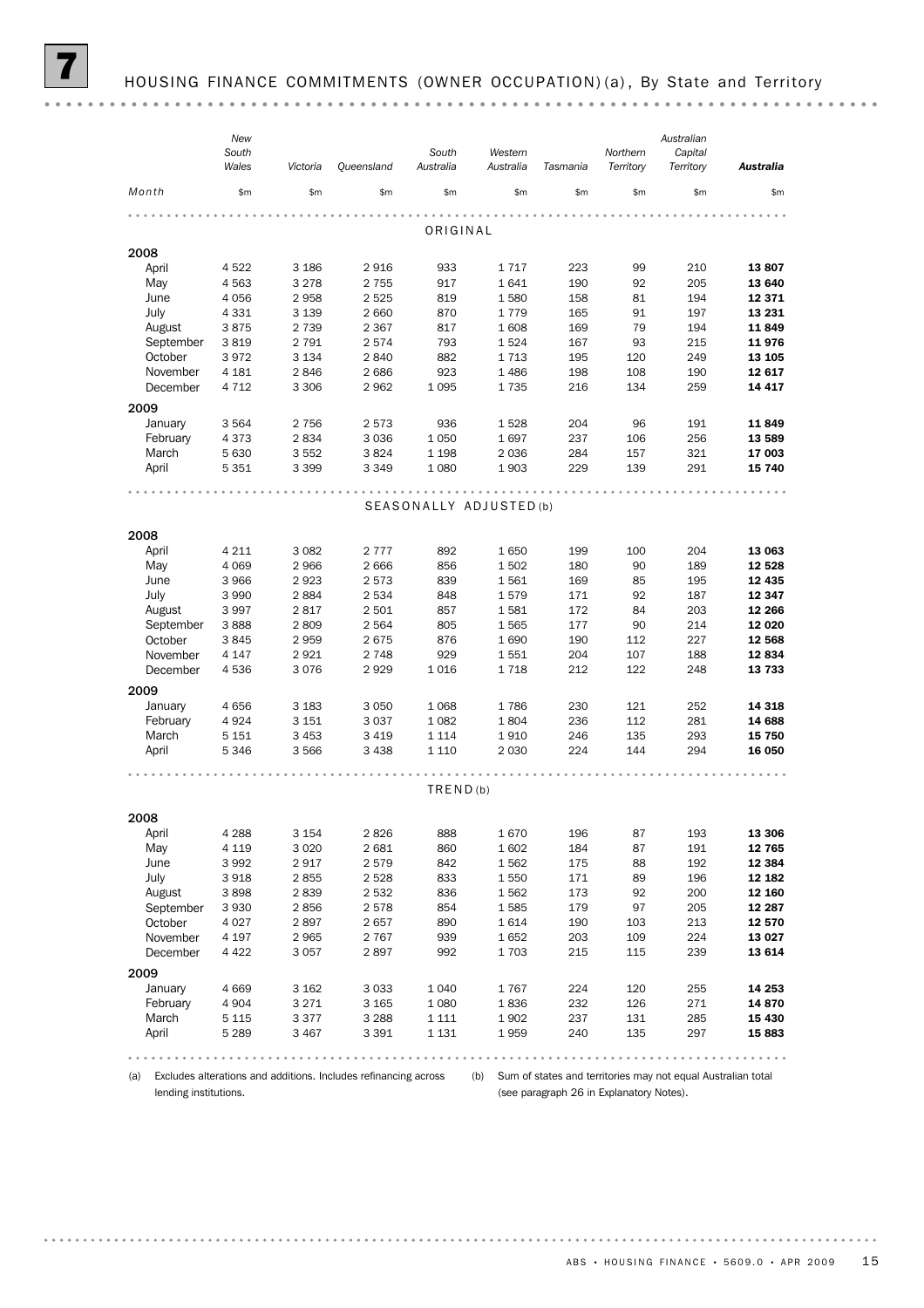# 7 HOUSING FINANCE COMMITMENTS (OWNER OCCUPATION)(a), By State and Territory

| Month | New South Wales | Victoria | Queensland | South Australia | Western Australia | Tasmania | Northern Territory | Australian Capital Territory | Australia |
|---|---|---|---|---|---|---|---|---|---|
| | $m | $m | $m | $m | $m | $m | $m | $m | $m |
| **ORIGINAL** | | | | | | | | | |
| **2008** | | | | | | | | | |
| April | 4 522 | 3 186 | 2 916 | 933 | 1 717 | 223 | 99 | 210 | **13 807** |
| May | 4 563 | 3 278 | 2 755 | 917 | 1 641 | 190 | 92 | 205 | **13 640** |
| June | 4 056 | 2 958 | 2 525 | 819 | 1 580 | 158 | 81 | 194 | **12 371** |
| July | 4 331 | 3 139 | 2 660 | 870 | 1 779 | 165 | 91 | 197 | **13 231** |
| August | 3 875 | 2 739 | 2 367 | 817 | 1 608 | 169 | 79 | 194 | **11 849** |
| September | 3 819 | 2 791 | 2 574 | 793 | 1 524 | 167 | 93 | 215 | **11 976** |
| October | 3 972 | 3 134 | 2 840 | 882 | 1 713 | 195 | 120 | 249 | **13 105** |
| November | 4 181 | 2 846 | 2 686 | 923 | 1 486 | 198 | 108 | 190 | **12 617** |
| December | 4 712 | 3 306 | 2 962 | 1 095 | 1 735 | 216 | 134 | 259 | **14 417** |
| **2009** | | | | | | | | | |
| January | 3 564 | 2 756 | 2 573 | 936 | 1 528 | 204 | 96 | 191 | **11 849** |
| February | 4 373 | 2 834 | 3 036 | 1 050 | 1 697 | 237 | 106 | 256 | **13 589** |
| March | 5 630 | 3 552 | 3 824 | 1 198 | 2 036 | 284 | 157 | 321 | **17 003** |
| April | 5 351 | 3 399 | 3 349 | 1 080 | 1 903 | 229 | 139 | 291 | **15 740** |
| **SEASONALLY ADJUSTED(b)** | | | | | | | | | |
| **2008** | | | | | | | | | |
| April | 4 211 | 3 082 | 2 777 | 892 | 1 650 | 199 | 100 | 204 | **13 063** |
| May | 4 069 | 2 966 | 2 666 | 856 | 1 502 | 180 | 90 | 189 | **12 528** |
| June | 3 966 | 2 923 | 2 573 | 839 | 1 561 | 169 | 85 | 195 | **12 435** |
| July | 3 990 | 2 884 | 2 534 | 848 | 1 579 | 171 | 92 | 187 | **12 347** |
| August | 3 997 | 2 817 | 2 501 | 857 | 1 581 | 172 | 84 | 203 | **12 266** |
| September | 3 888 | 2 809 | 2 564 | 805 | 1 565 | 177 | 90 | 214 | **12 020** |
| October | 3 845 | 2 959 | 2 675 | 876 | 1 690 | 190 | 112 | 227 | **12 568** |
| November | 4 147 | 2 921 | 2 748 | 929 | 1 551 | 204 | 107 | 188 | **12 834** |
| December | 4 536 | 3 076 | 2 929 | 1 016 | 1 718 | 212 | 122 | 248 | **13 733** |
| **2009** | | | | | | | | | |
| January | 4 656 | 3 183 | 3 050 | 1 068 | 1 786 | 230 | 121 | 252 | **14 318** |
| February | 4 924 | 3 151 | 3 037 | 1 082 | 1 804 | 236 | 112 | 281 | **14 688** |
| March | 5 151 | 3 453 | 3 419 | 1 114 | 1 910 | 246 | 135 | 293 | **15 750** |
| April | 5 346 | 3 566 | 3 438 | 1 110 | 2 030 | 224 | 144 | 294 | **16 050** |
| **TREND(b)** | | | | | | | | | |
| **2008** | | | | | | | | | |
| April | 4 288 | 3 154 | 2 826 | 888 | 1 670 | 196 | 87 | 193 | **13 306** |
| May | 4 119 | 3 020 | 2 681 | 860 | 1 602 | 184 | 87 | 191 | **12 765** |
| June | 3 992 | 2 917 | 2 579 | 842 | 1 562 | 175 | 88 | 192 | **12 384** |
| July | 3 918 | 2 855 | 2 528 | 833 | 1 550 | 171 | 89 | 196 | **12 182** |
| August | 3 898 | 2 839 | 2 532 | 836 | 1 562 | 173 | 92 | 200 | **12 160** |
| September | 3 930 | 2 856 | 2 578 | 854 | 1 585 | 179 | 97 | 205 | **12 287** |
| October | 4 027 | 2 897 | 2 657 | 890 | 1 614 | 190 | 103 | 213 | **12 570** |
| November | 4 197 | 2 965 | 2 767 | 939 | 1 652 | 203 | 109 | 224 | **13 027** |
| December | 4 422 | 3 057 | 2 897 | 992 | 1 703 | 215 | 115 | 239 | **13 614** |
| **2009** | | | | | | | | | |
| January | 4 669 | 3 162 | 3 033 | 1 040 | 1 767 | 224 | 120 | 255 | **14 253** |
| February | 4 904 | 3 271 | 3 165 | 1 080 | 1 836 | 232 | 126 | 271 | **14 870** |
| March | 5 115 | 3 377 | 3 288 | 1 111 | 1 902 | 237 | 131 | 285 | **15 430** |
| April | 5 289 | 3 467 | 3 391 | 1 131 | 1 959 | 240 | 135 | 297 | **15 883** |

(a) Excludes alterations and additions. Includes refinancing across lending institutions.

(b) Sum of states and territories may not equal Australian total (see paragraph 26 in Explanatory Notes).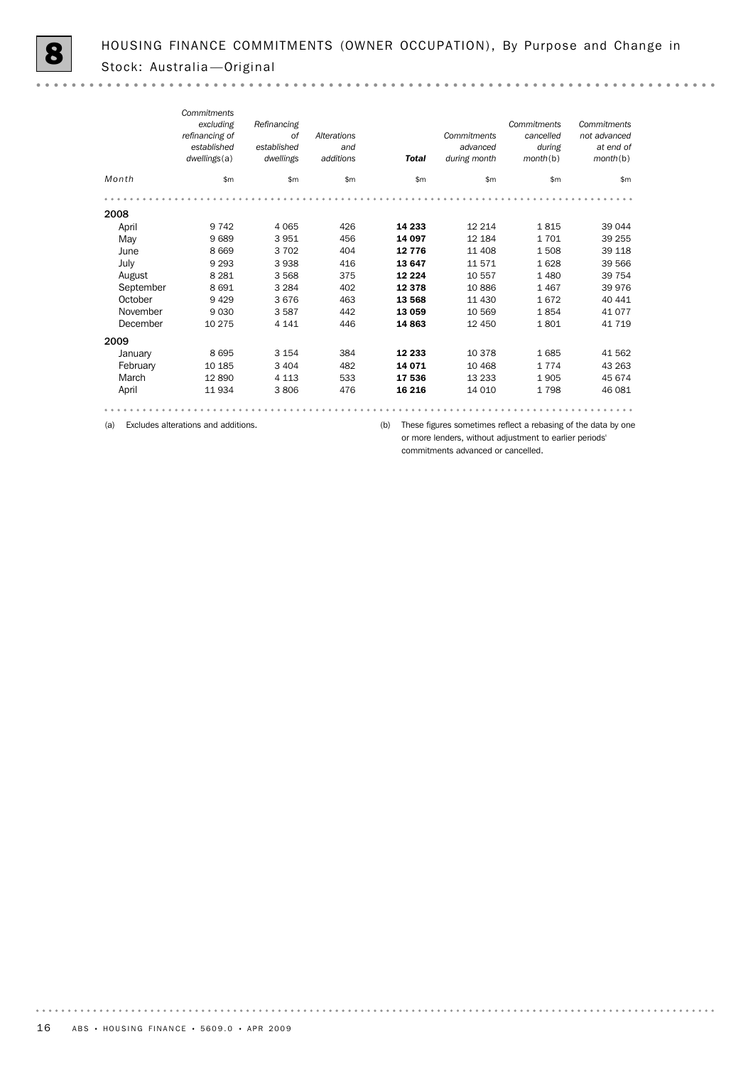# 8 HOUSING FINANCE COMMITMENTS (OWNER OCCUPATION), By Purpose and Change in Stock: Australia—Original

| Month | *Commitments excluding refinancing of established dwellings*(a) | *Refinancing of established dwellings* | *Alterations and additions* | ***Total*** | *Commitments advanced during month* | *Commitments cancelled during month*(b) | *Commitments not advanced at end of month*(b) |
|---|---|---|---|---|---|---|---|
| | $m | $m | $m | $m | $m | $m | $m |
| **2008** | | | | | | | |
| April | 9 742 | 4 065 | 426 | **14 233** | 12 214 | 1 815 | 39 044 |
| May | 9 689 | 3 951 | 456 | **14 097** | 12 184 | 1 701 | 39 255 |
| June | 8 669 | 3 702 | 404 | **12 776** | 11 408 | 1 508 | 39 118 |
| July | 9 293 | 3 938 | 416 | **13 647** | 11 571 | 1 628 | 39 566 |
| August | 8 281 | 3 568 | 375 | **12 224** | 10 557 | 1 480 | 39 754 |
| September | 8 691 | 3 284 | 402 | **12 378** | 10 886 | 1 467 | 39 976 |
| October | 9 429 | 3 676 | 463 | **13 568** | 11 430 | 1 672 | 40 441 |
| November | 9 030 | 3 587 | 442 | **13 059** | 10 569 | 1 854 | 41 077 |
| December | 10 275 | 4 141 | 446 | **14 863** | 12 450 | 1 801 | 41 719 |
| **2009** | | | | | | | |
| January | 8 695 | 3 154 | 384 | **12 233** | 10 378 | 1 685 | 41 562 |
| February | 10 185 | 3 404 | 482 | **14 071** | 10 468 | 1 774 | 43 263 |
| March | 12 890 | 4 113 | 533 | **17 536** | 13 233 | 1 905 | 45 674 |
| April | 11 934 | 3 806 | 476 | **16 216** | 14 010 | 1 798 | 46 081 |

(a) Excludes alterations and additions.

(b) These figures sometimes reflect a rebasing of the data by one or more lenders, without adjustment to earlier periods' commitments advanced or cancelled.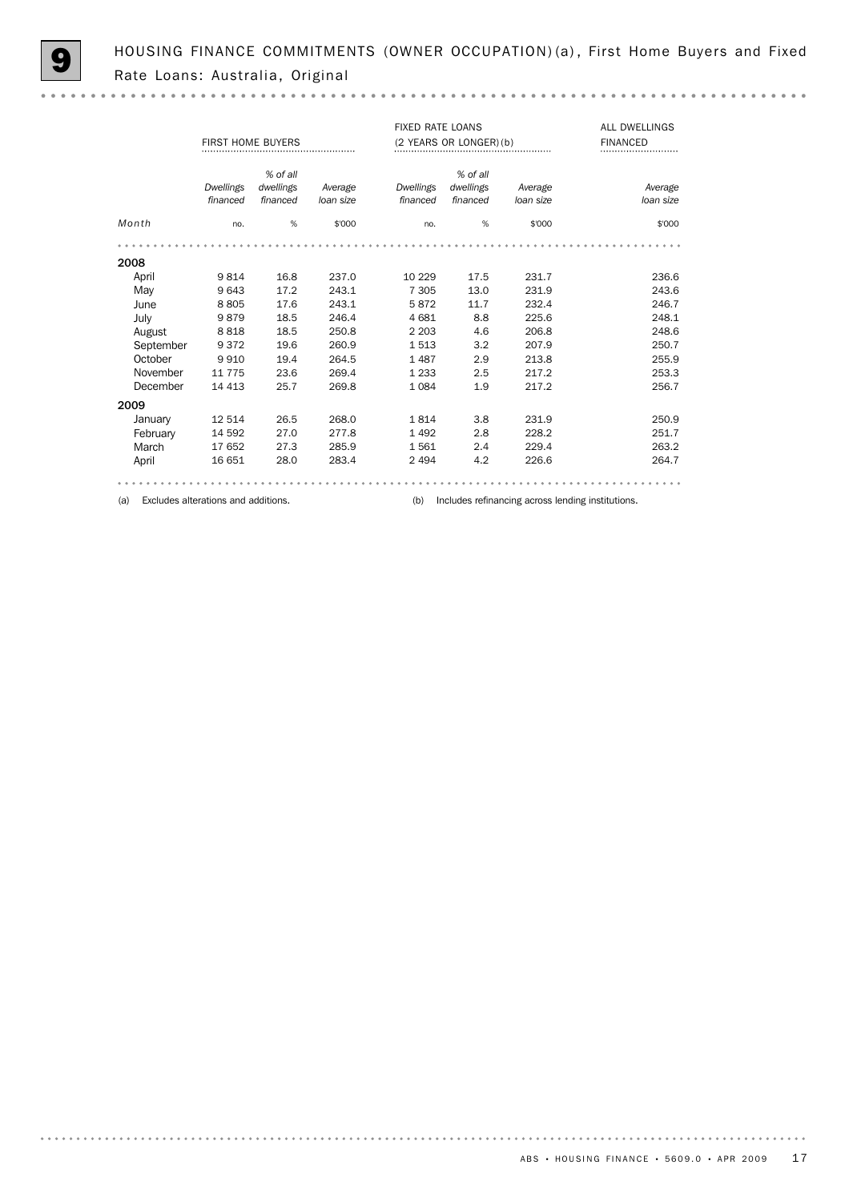# 9 HOUSING FINANCE COMMITMENTS (OWNER OCCUPATION)(a), First Home Buyers and Fixed Rate Loans: Australia, Original

| | FIRST HOME BUYERS | | | FIXED RATE LOANS (2 YEARS OR LONGER)(b) | | | ALL DWELLINGS FINANCED |
|---|---|---|---|---|---|---|---|
| | *Dwellings financed* | *% of all dwellings financed* | *Average loan size* | *Dwellings financed* | *% of all dwellings financed* | *Average loan size* | *Average loan size* |
| *Month* | no. | % | $'000 | no. | % | $'000 | $'000 |
| **2008** | | | | | | | |
| April | 9 814 | 16.8 | 237.0 | 10 229 | 17.5 | 231.7 | 236.6 |
| May | 9 643 | 17.2 | 243.1 | 7 305 | 13.0 | 231.9 | 243.6 |
| June | 8 805 | 17.6 | 243.1 | 5 872 | 11.7 | 232.4 | 246.7 |
| July | 9 879 | 18.5 | 246.4 | 4 681 | 8.8 | 225.6 | 248.1 |
| August | 8 818 | 18.5 | 250.8 | 2 203 | 4.6 | 206.8 | 248.6 |
| September | 9 372 | 19.6 | 260.9 | 1 513 | 3.2 | 207.9 | 250.7 |
| October | 9 910 | 19.4 | 264.5 | 1 487 | 2.9 | 213.8 | 255.9 |
| November | 11 775 | 23.6 | 269.4 | 1 233 | 2.5 | 217.2 | 253.3 |
| December | 14 413 | 25.7 | 269.8 | 1 084 | 1.9 | 217.2 | 256.7 |
| **2009** | | | | | | | |
| January | 12 514 | 26.5 | 268.0 | 1 814 | 3.8 | 231.9 | 250.9 |
| February | 14 592 | 27.0 | 277.8 | 1 492 | 2.8 | 228.2 | 251.7 |
| March | 17 652 | 27.3 | 285.9 | 1 561 | 2.4 | 229.4 | 263.2 |
| April | 16 651 | 28.0 | 283.4 | 2 494 | 4.2 | 226.6 | 264.7 |

(a) Excludes alterations and additions.

(b) Includes refinancing across lending institutions.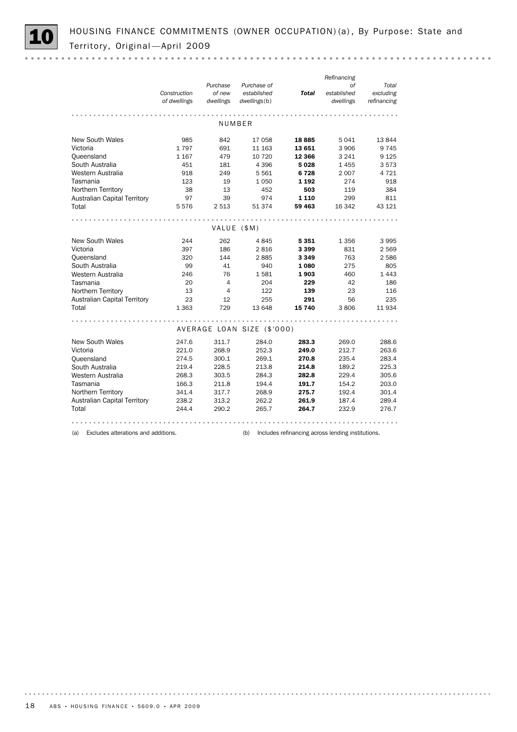# 10 HOUSING FINANCE COMMITMENTS (OWNER OCCUPATION)(a), By Purpose: State and Territory, Original—April 2009

| | *Construction of dwellings* | *Purchase of new dwellings* | *Purchase of established dwellings(b)* | ***Total*** | *Refinancing of established dwellings* | *Total excluding refinancing* |
|---|---|---|---|---|---|---|
| **NUMBER** | | | | | | |
| New South Wales | 985 | 842 | 17 058 | **18 885** | 5 041 | 13 844 |
| Victoria | 1 797 | 691 | 11 163 | **13 651** | 3 906 | 9 745 |
| Queensland | 1 167 | 479 | 10 720 | **12 366** | 3 241 | 9 125 |
| South Australia | 451 | 181 | 4 396 | **5 028** | 1 455 | 3 573 |
| Western Australia | 918 | 249 | 5 561 | **6 728** | 2 007 | 4 721 |
| Tasmania | 123 | 19 | 1 050 | **1 192** | 274 | 918 |
| Northern Territory | 38 | 13 | 452 | **503** | 119 | 384 |
| Australian Capital Territory | 97 | 39 | 974 | **1 110** | 299 | 811 |
| Total | 5 576 | 2 513 | 51 374 | **59 463** | 16 342 | 43 121 |
| **VALUE ($M)** | | | | | | |
| New South Wales | 244 | 262 | 4 845 | **5 351** | 1 356 | 3 995 |
| Victoria | 397 | 186 | 2 816 | **3 399** | 831 | 2 569 |
| Queensland | 320 | 144 | 2 885 | **3 349** | 763 | 2 586 |
| South Australia | 99 | 41 | 940 | **1 080** | 275 | 805 |
| Western Australia | 246 | 76 | 1 581 | **1 903** | 460 | 1 443 |
| Tasmania | 20 | 4 | 204 | **229** | 42 | 186 |
| Northern Territory | 13 | 4 | 122 | **139** | 23 | 116 |
| Australian Capital Territory | 23 | 12 | 255 | **291** | 56 | 235 |
| Total | 1 363 | 729 | 13 648 | **15 740** | 3 806 | 11 934 |
| **AVERAGE LOAN SIZE ($'000)** | | | | | | |
| New South Wales | 247.6 | 311.7 | 284.0 | **283.3** | 269.0 | 288.6 |
| Victoria | 221.0 | 268.9 | 252.3 | **249.0** | 212.7 | 263.6 |
| Queensland | 274.5 | 300.1 | 269.1 | **270.8** | 235.4 | 283.4 |
| South Australia | 219.4 | 228.5 | 213.8 | **214.8** | 189.2 | 225.3 |
| Western Australia | 268.3 | 303.5 | 284.3 | **282.8** | 229.4 | 305.6 |
| Tasmania | 166.3 | 211.8 | 194.4 | **191.7** | 154.2 | 203.0 |
| Northern Territory | 341.4 | 317.7 | 268.9 | **275.7** | 192.4 | 301.4 |
| Australian Capital Territory | 238.2 | 313.2 | 262.2 | **261.9** | 187.4 | 289.4 |
| Total | 244.4 | 290.2 | 265.7 | **264.7** | 232.9 | 276.7 |

(a) Excludes alterations and additions.

(b) Includes refinancing across lending institutions.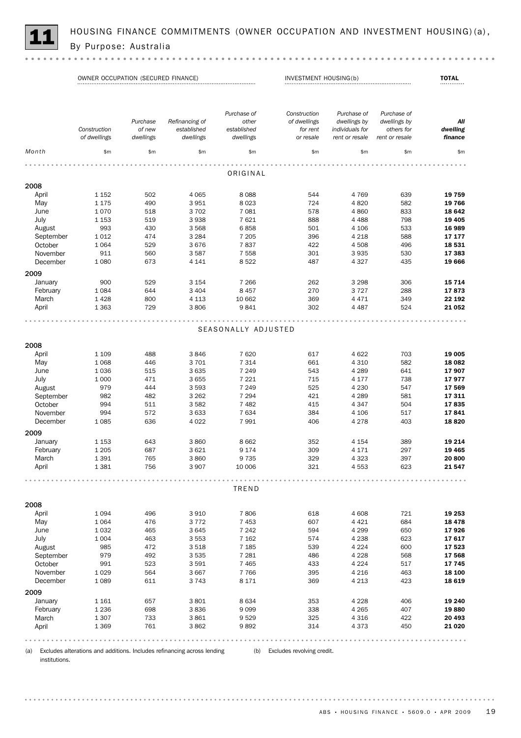## 11 HOUSING FINANCE COMMITMENTS (OWNER OCCUPATION AND INVESTMENT HOUSING)(a), By Purpose: Australia

| | OWNER OCCUPATION (SECURED FINANCE) | | | | INVESTMENT HOUSING(b) | | | TOTAL |
|---|---|---|---|---|---|---|---|---|
| Month | *Construction of dwellings* | *Purchase of new dwellings* | *Refinancing of established dwellings* | *Purchase of other established dwellings* | *Construction of dwellings for rent or resale* | *Purchase of dwellings by individuals for rent or resale* | *Purchase of dwellings by others for rent or resale* | ***All dwelling finance*** |
| | $m | $m | $m | $m | $m | $m | $m | $m |
| **ORIGINAL** | | | | | | | | |
| **2008** | | | | | | | | |
| April | 1 152 | 502 | 4 065 | 8 088 | 544 | 4 769 | 639 | **19 759** |
| May | 1 175 | 490 | 3 951 | 8 023 | 724 | 4 820 | 582 | **19 766** |
| June | 1 070 | 518 | 3 702 | 7 081 | 578 | 4 860 | 833 | **18 642** |
| July | 1 153 | 519 | 3 938 | 7 621 | 888 | 4 488 | 798 | **19 405** |
| August | 993 | 430 | 3 568 | 6 858 | 501 | 4 106 | 533 | **16 989** |
| September | 1 012 | 474 | 3 284 | 7 205 | 396 | 4 218 | 588 | **17 177** |
| October | 1 064 | 529 | 3 676 | 7 837 | 422 | 4 508 | 496 | **18 531** |
| November | 911 | 560 | 3 587 | 7 558 | 301 | 3 935 | 530 | **17 383** |
| December | 1 080 | 673 | 4 141 | 8 522 | 487 | 4 327 | 435 | **19 666** |
| **2009** | | | | | | | | |
| January | 900 | 529 | 3 154 | 7 266 | 262 | 3 298 | 306 | **15 714** |
| February | 1 084 | 644 | 3 404 | 8 457 | 270 | 3 727 | 288 | **17 873** |
| March | 1 428 | 800 | 4 113 | 10 662 | 369 | 4 471 | 349 | **22 192** |
| April | 1 363 | 729 | 3 806 | 9 841 | 302 | 4 487 | 524 | **21 052** |
| **SEASONALLY ADJUSTED** | | | | | | | | |
| **2008** | | | | | | | | |
| April | 1 109 | 488 | 3 846 | 7 620 | 617 | 4 622 | 703 | **19 005** |
| May | 1 068 | 446 | 3 701 | 7 314 | 661 | 4 310 | 582 | **18 082** |
| June | 1 036 | 515 | 3 635 | 7 249 | 543 | 4 289 | 641 | **17 907** |
| July | 1 000 | 471 | 3 655 | 7 221 | 715 | 4 177 | 738 | **17 977** |
| August | 979 | 444 | 3 593 | 7 249 | 525 | 4 230 | 547 | **17 569** |
| September | 982 | 482 | 3 262 | 7 294 | 421 | 4 289 | 581 | **17 311** |
| October | 994 | 511 | 3 582 | 7 482 | 415 | 4 347 | 504 | **17 835** |
| November | 994 | 572 | 3 633 | 7 634 | 384 | 4 106 | 517 | **17 841** |
| December | 1 085 | 636 | 4 022 | 7 991 | 406 | 4 278 | 403 | **18 820** |
| **2009** | | | | | | | | |
| January | 1 153 | 643 | 3 860 | 8 662 | 352 | 4 154 | 389 | **19 214** |
| February | 1 205 | 687 | 3 621 | 9 174 | 309 | 4 171 | 297 | **19 465** |
| March | 1 391 | 765 | 3 860 | 9 735 | 329 | 4 323 | 397 | **20 800** |
| April | 1 381 | 756 | 3 907 | 10 006 | 321 | 4 553 | 623 | **21 547** |
| **TREND** | | | | | | | | |
| **2008** | | | | | | | | |
| April | 1 094 | 496 | 3 910 | 7 806 | 618 | 4 608 | 721 | **19 253** |
| May | 1 064 | 476 | 3 772 | 7 453 | 607 | 4 421 | 684 | **18 478** |
| June | 1 032 | 465 | 3 645 | 7 242 | 594 | 4 299 | 650 | **17 926** |
| July | 1 004 | 463 | 3 553 | 7 162 | 574 | 4 238 | 623 | **17 617** |
| August | 985 | 472 | 3 518 | 7 185 | 539 | 4 224 | 600 | **17 523** |
| September | 979 | 492 | 3 535 | 7 281 | 486 | 4 228 | 568 | **17 568** |
| October | 991 | 523 | 3 591 | 7 465 | 433 | 4 224 | 517 | **17 745** |
| November | 1 029 | 564 | 3 667 | 7 766 | 395 | 4 216 | 463 | **18 100** |
| December | 1 089 | 611 | 3 743 | 8 171 | 369 | 4 213 | 423 | **18 619** |
| **2009** | | | | | | | | |
| January | 1 161 | 657 | 3 801 | 8 634 | 353 | 4 228 | 406 | **19 240** |
| February | 1 236 | 698 | 3 836 | 9 099 | 338 | 4 265 | 407 | **19 880** |
| March | 1 307 | 733 | 3 861 | 9 529 | 325 | 4 316 | 422 | **20 493** |
| April | 1 369 | 761 | 3 862 | 9 892 | 314 | 4 373 | 450 | **21 020** |

(a) Excludes alterations and additions. Includes refinancing across lending institutions.

(b) Excludes revolving credit.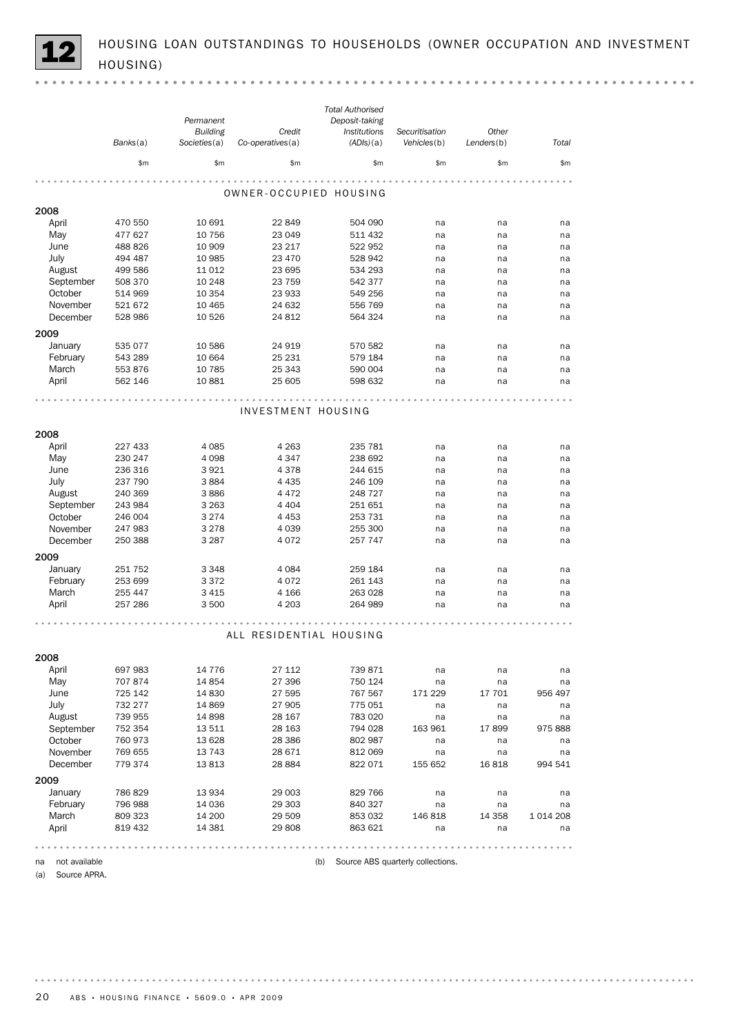# 12 HOUSING LOAN OUTSTANDINGS TO HOUSEHOLDS (OWNER OCCUPATION AND INVESTMENT HOUSING)

| | Banks(a) | Permanent Building Societies(a) | Credit Co-operatives(a) | Total Authorised Deposit-taking Institutions (ADIs)(a) | Securitisation Vehicles(b) | Other Lenders(b) | Total |
|---|---|---|---|---|---|---|---|
| | $m | $m | $m | $m | $m | $m | $m |
| **OWNER-OCCUPIED HOUSING** | | | | | | | |
| **2008** | | | | | | | |
| April | 470 550 | 10 691 | 22 849 | 504 090 | na | na | na |
| May | 477 627 | 10 756 | 23 049 | 511 432 | na | na | na |
| June | 488 826 | 10 909 | 23 217 | 522 952 | na | na | na |
| July | 494 487 | 10 985 | 23 470 | 528 942 | na | na | na |
| August | 499 586 | 11 012 | 23 695 | 534 293 | na | na | na |
| September | 508 370 | 10 248 | 23 759 | 542 377 | na | na | na |
| October | 514 969 | 10 354 | 23 933 | 549 256 | na | na | na |
| November | 521 672 | 10 465 | 24 632 | 556 769 | na | na | na |
| December | 528 986 | 10 526 | 24 812 | 564 324 | na | na | na |
| **2009** | | | | | | | |
| January | 535 077 | 10 586 | 24 919 | 570 582 | na | na | na |
| February | 543 289 | 10 664 | 25 231 | 579 184 | na | na | na |
| March | 553 876 | 10 785 | 25 343 | 590 004 | na | na | na |
| April | 562 146 | 10 881 | 25 605 | 598 632 | na | na | na |
| **INVESTMENT HOUSING** | | | | | | | |
| **2008** | | | | | | | |
| April | 227 433 | 4 085 | 4 263 | 235 781 | na | na | na |
| May | 230 247 | 4 098 | 4 347 | 238 692 | na | na | na |
| June | 236 316 | 3 921 | 4 378 | 244 615 | na | na | na |
| July | 237 790 | 3 884 | 4 435 | 246 109 | na | na | na |
| August | 240 369 | 3 886 | 4 472 | 248 727 | na | na | na |
| September | 243 984 | 3 263 | 4 404 | 251 651 | na | na | na |
| October | 246 004 | 3 274 | 4 453 | 253 731 | na | na | na |
| November | 247 983 | 3 278 | 4 039 | 255 300 | na | na | na |
| December | 250 388 | 3 287 | 4 072 | 257 747 | na | na | na |
| **2009** | | | | | | | |
| January | 251 752 | 3 348 | 4 084 | 259 184 | na | na | na |
| February | 253 699 | 3 372 | 4 072 | 261 143 | na | na | na |
| March | 255 447 | 3 415 | 4 166 | 263 028 | na | na | na |
| April | 257 286 | 3 500 | 4 203 | 264 989 | na | na | na |
| **ALL RESIDENTIAL HOUSING** | | | | | | | |
| **2008** | | | | | | | |
| April | 697 983 | 14 776 | 27 112 | 739 871 | na | na | na |
| May | 707 874 | 14 854 | 27 396 | 750 124 | na | na | na |
| June | 725 142 | 14 830 | 27 595 | 767 567 | 171 229 | 17 701 | 956 497 |
| July | 732 277 | 14 869 | 27 905 | 775 051 | na | na | na |
| August | 739 955 | 14 898 | 28 167 | 783 020 | na | na | na |
| September | 752 354 | 13 511 | 28 163 | 794 028 | 163 961 | 17 899 | 975 888 |
| October | 760 973 | 13 628 | 28 386 | 802 987 | na | na | na |
| November | 769 655 | 13 743 | 28 671 | 812 069 | na | na | na |
| December | 779 374 | 13 813 | 28 884 | 822 071 | 155 652 | 16 818 | 994 541 |
| **2009** | | | | | | | |
| January | 786 829 | 13 934 | 29 003 | 829 766 | na | na | na |
| February | 796 988 | 14 036 | 29 303 | 840 327 | na | na | na |
| March | 809 323 | 14 200 | 29 509 | 853 032 | 146 818 | 14 358 | 1 014 208 |
| April | 819 432 | 14 381 | 29 808 | 863 621 | na | na | na |

na not available

(a) Source APRA.

(b) Source ABS quarterly collections.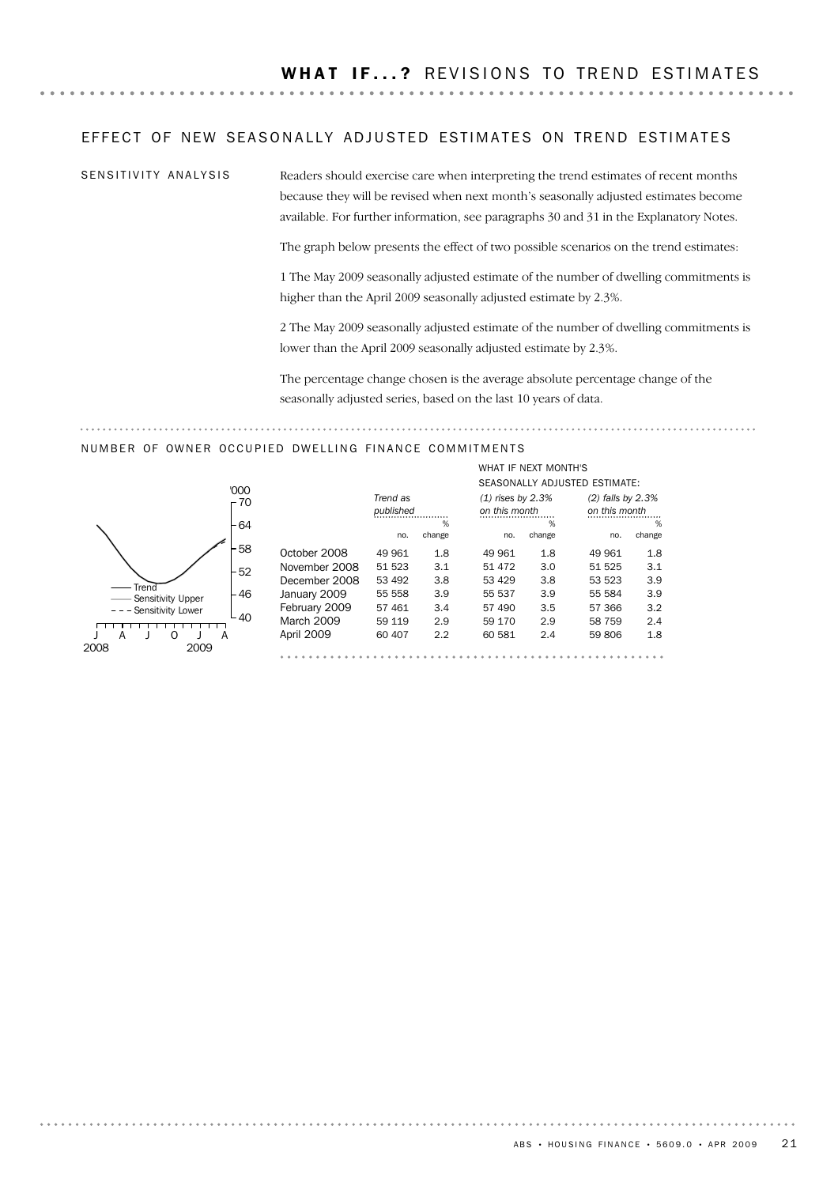# WHAT IF...? REVISIONS TO TREND ESTIMATES

## EFFECT OF NEW SEASONALLY ADJUSTED ESTIMATES ON TREND ESTIMATES

### SENSITIVITY ANALYSIS

Readers should exercise care when interpreting the trend estimates of recent months because they will be revised when next month's seasonally adjusted estimates become available. For further information, see paragraphs 30 and 31 in the Explanatory Notes.

The graph below presents the effect of two possible scenarios on the trend estimates:

1 The May 2009 seasonally adjusted estimate of the number of dwelling commitments is higher than the April 2009 seasonally adjusted estimate by 2.3%.

2 The May 2009 seasonally adjusted estimate of the number of dwelling commitments is lower than the April 2009 seasonally adjusted estimate by 2.3%.

The percentage change chosen is the average absolute percentage change of the seasonally adjusted series, based on the last 10 years of data.

### NUMBER OF OWNER OCCUPIED DWELLING FINANCE COMMITMENTS

| | Trend as published | | What if next month's seasonally adjusted estimate: (1) rises by 2.3% on this month | | (2) falls by 2.3% on this month | |
|---|---|---|---|---|---|---|
| | no. | % change | no. | % change | no. | % change |
| October 2008 | 49 961 | 1.8 | 49 961 | 1.8 | 49 961 | 1.8 |
| November 2008 | 51 523 | 3.1 | 51 472 | 3.0 | 51 525 | 3.1 |
| December 2008 | 53 492 | 3.8 | 53 429 | 3.8 | 53 523 | 3.9 |
| January 2009 | 55 558 | 3.9 | 55 537 | 3.9 | 55 584 | 3.9 |
| February 2009 | 57 461 | 3.4 | 57 490 | 3.5 | 57 366 | 3.2 |
| March 2009 | 59 119 | 2.9 | 59 170 | 2.9 | 58 759 | 2.4 |
| April 2009 | 60 407 | 2.2 | 60 581 | 2.4 | 59 806 | 1.8 |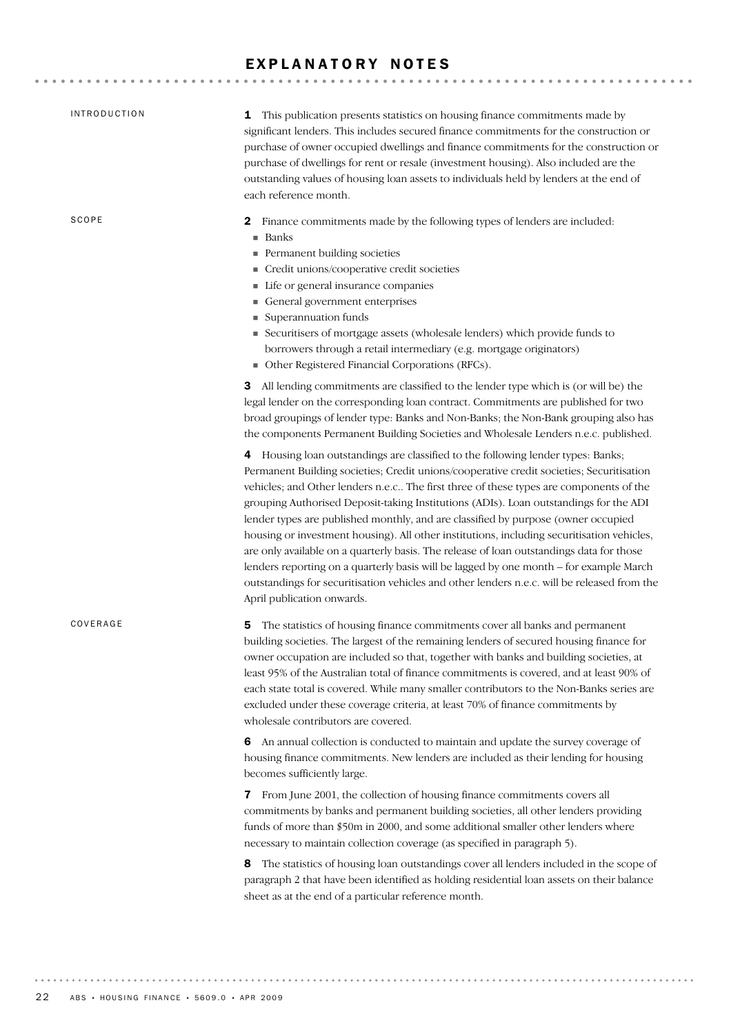# EXPLANATORY NOTES

## INTRODUCTION

**1** This publication presents statistics on housing finance commitments made by significant lenders. This includes secured finance commitments for the construction or purchase of owner occupied dwellings and finance commitments for the construction or purchase of dwellings for rent or resale (investment housing). Also included are the outstanding values of housing loan assets to individuals held by lenders at the end of each reference month.

## SCOPE

**2** Finance commitments made by the following types of lenders are included:

- Banks
- Permanent building societies
- Credit unions/cooperative credit societies
- Life or general insurance companies
- General government enterprises
- Superannuation funds
- Securitisers of mortgage assets (wholesale lenders) which provide funds to borrowers through a retail intermediary (e.g. mortgage originators)
- Other Registered Financial Corporations (RFCs).

**3** All lending commitments are classified to the lender type which is (or will be) the legal lender on the corresponding loan contract. Commitments are published for two broad groupings of lender type: Banks and Non-Banks; the Non-Bank grouping also has the components Permanent Building Societies and Wholesale Lenders n.e.c. published.

**4** Housing loan outstandings are classified to the following lender types: Banks; Permanent Building societies; Credit unions/cooperative credit societies; Securitisation vehicles; and Other lenders n.e.c.. The first three of these types are components of the grouping Authorised Deposit-taking Institutions (ADIs). Loan outstandings for the ADI lender types are published monthly, and are classified by purpose (owner occupied housing or investment housing). All other institutions, including securitisation vehicles, are only available on a quarterly basis. The release of loan outstandings data for those lenders reporting on a quarterly basis will be lagged by one month – for example March outstandings for securitisation vehicles and other lenders n.e.c. will be released from the April publication onwards.

## COVERAGE

**5** The statistics of housing finance commitments cover all banks and permanent building societies. The largest of the remaining lenders of secured housing finance for owner occupation are included so that, together with banks and building societies, at least 95% of the Australian total of finance commitments is covered, and at least 90% of each state total is covered. While many smaller contributors to the Non-Banks series are excluded under these coverage criteria, at least 70% of finance commitments by wholesale contributors are covered.

**6** An annual collection is conducted to maintain and update the survey coverage of housing finance commitments. New lenders are included as their lending for housing becomes sufficiently large.

**7** From June 2001, the collection of housing finance commitments covers all commitments by banks and permanent building societies, all other lenders providing funds of more than $50m in 2000, and some additional smaller other lenders where necessary to maintain collection coverage (as specified in paragraph 5).

**8** The statistics of housing loan outstandings cover all lenders included in the scope of paragraph 2 that have been identified as holding residential loan assets on their balance sheet as at the end of a particular reference month.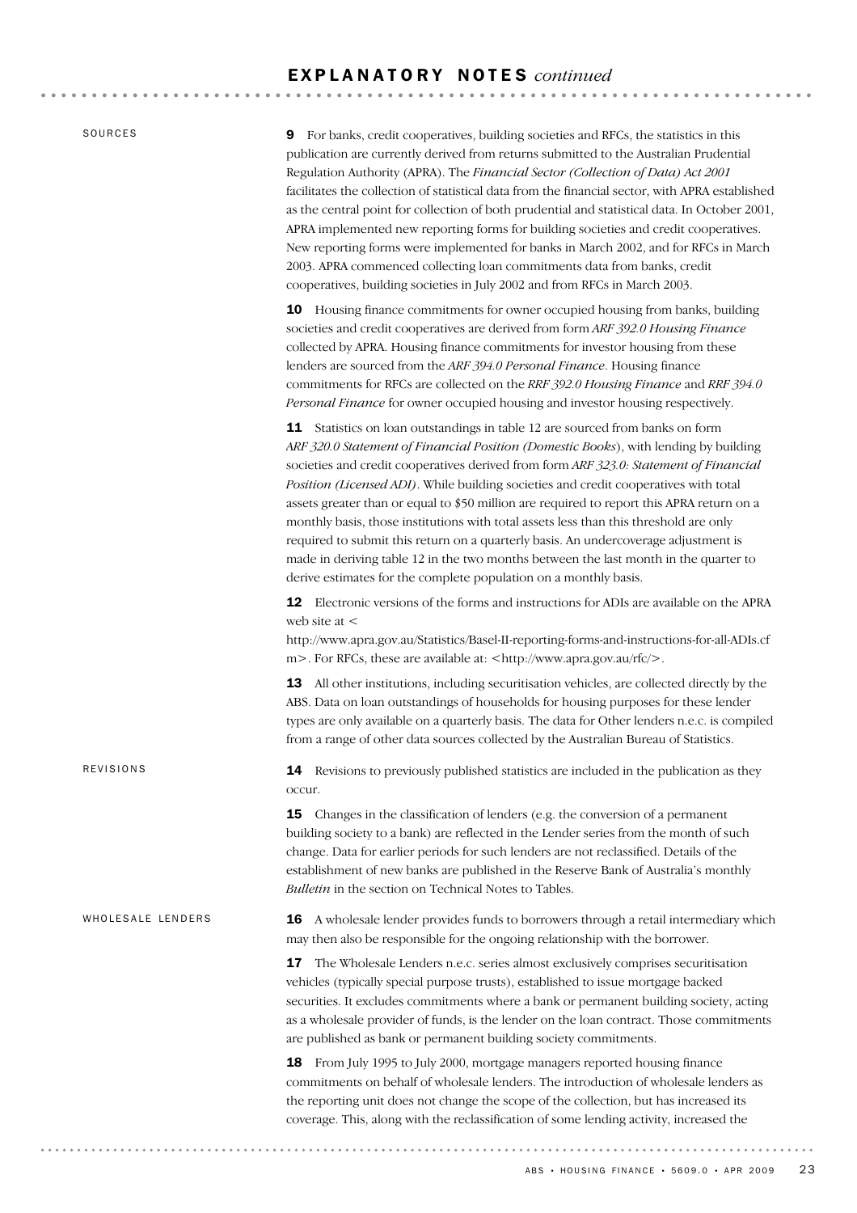## EXPLANATORY NOTES *continued*

### SOURCES

**9** For banks, credit cooperatives, building societies and RFCs, the statistics in this publication are currently derived from returns submitted to the Australian Prudential Regulation Authority (APRA). The *Financial Sector (Collection of Data) Act 2001* facilitates the collection of statistical data from the financial sector, with APRA established as the central point for collection of both prudential and statistical data. In October 2001, APRA implemented new reporting forms for building societies and credit cooperatives. New reporting forms were implemented for banks in March 2002, and for RFCs in March 2003. APRA commenced collecting loan commitments data from banks, credit cooperatives, building societies in July 2002 and from RFCs in March 2003.

**10** Housing finance commitments for owner occupied housing from banks, building societies and credit cooperatives are derived from form *ARF 392.0 Housing Finance* collected by APRA. Housing finance commitments for investor housing from these lenders are sourced from the *ARF 394.0 Personal Finance*. Housing finance commitments for RFCs are collected on the *RRF 392.0 Housing Finance* and *RRF 394.0 Personal Finance* for owner occupied housing and investor housing respectively.

**11** Statistics on loan outstandings in table 12 are sourced from banks on form *ARF 320.0 Statement of Financial Position (Domestic Books)*, with lending by building societies and credit cooperatives derived from form *ARF 323.0: Statement of Financial Position (Licensed ADI)*. While building societies and credit cooperatives with total assets greater than or equal to $50 million are required to report this APRA return on a monthly basis, those institutions with total assets less than this threshold are only required to submit this return on a quarterly basis. An undercoverage adjustment is made in deriving table 12 in the two months between the last month in the quarter to derive estimates for the complete population on a monthly basis.

**12** Electronic versions of the forms and instructions for ADIs are available on the APRA web site at <http://www.apra.gov.au/Statistics/Basel-II-reporting-forms-and-instructions-for-all-ADIs.cfm>. For RFCs, these are available at: <http://www.apra.gov.au/rfc/>.

**13** All other institutions, including securitisation vehicles, are collected directly by the ABS. Data on loan outstandings of households for housing purposes for these lender types are only available on a quarterly basis. The data for Other lenders n.e.c. is compiled from a range of other data sources collected by the Australian Bureau of Statistics.

### REVISIONS

**14** Revisions to previously published statistics are included in the publication as they occur.

**15** Changes in the classification of lenders (e.g. the conversion of a permanent building society to a bank) are reflected in the Lender series from the month of such change. Data for earlier periods for such lenders are not reclassified. Details of the establishment of new banks are published in the Reserve Bank of Australia's monthly *Bulletin* in the section on Technical Notes to Tables.

### WHOLESALE LENDERS

**16** A wholesale lender provides funds to borrowers through a retail intermediary which may then also be responsible for the ongoing relationship with the borrower.

**17** The Wholesale Lenders n.e.c. series almost exclusively comprises securitisation vehicles (typically special purpose trusts), established to issue mortgage backed securities. It excludes commitments where a bank or permanent building society, acting as a wholesale provider of funds, is the lender on the loan contract. Those commitments are published as bank or permanent building society commitments.

**18** From July 1995 to July 2000, mortgage managers reported housing finance commitments on behalf of wholesale lenders. The introduction of wholesale lenders as the reporting unit does not change the scope of the collection, but has increased its coverage. This, along with the reclassification of some lending activity, increased the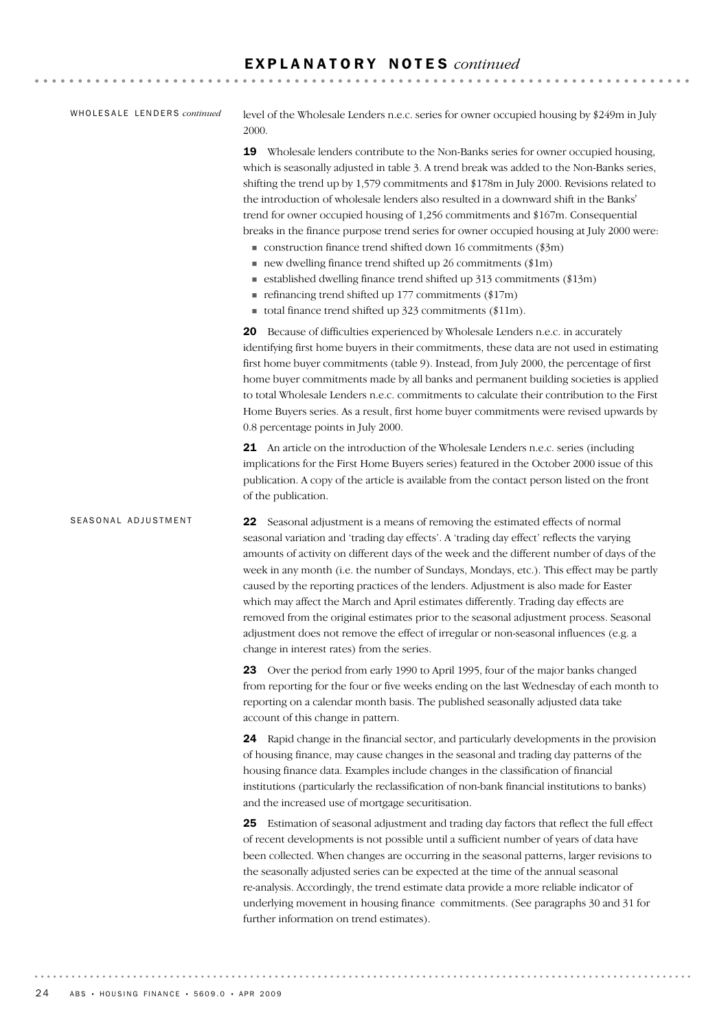## EXPLANATORY NOTES *continued*

WHOLESALE LENDERS *continued*

level of the Wholesale Lenders n.e.c. series for owner occupied housing by $249m in July 2000.

**19** Wholesale lenders contribute to the Non-Banks series for owner occupied housing, which is seasonally adjusted in table 3. A trend break was added to the Non-Banks series, shifting the trend up by 1,579 commitments and $178m in July 2000. Revisions related to the introduction of wholesale lenders also resulted in a downward shift in the Banks' trend for owner occupied housing of 1,256 commitments and $167m. Consequential breaks in the finance purpose trend series for owner occupied housing at July 2000 were:

- construction finance trend shifted down 16 commitments ($3m)
- new dwelling finance trend shifted up 26 commitments ($1m)
- established dwelling finance trend shifted up 313 commitments ($13m)
- refinancing trend shifted up 177 commitments ($17m)
- total finance trend shifted up 323 commitments ($11m).

**20** Because of difficulties experienced by Wholesale Lenders n.e.c. in accurately identifying first home buyers in their commitments, these data are not used in estimating first home buyer commitments (table 9). Instead, from July 2000, the percentage of first home buyer commitments made by all banks and permanent building societies is applied to total Wholesale Lenders n.e.c. commitments to calculate their contribution to the First Home Buyers series. As a result, first home buyer commitments were revised upwards by 0.8 percentage points in July 2000.

**21** An article on the introduction of the Wholesale Lenders n.e.c. series (including implications for the First Home Buyers series) featured in the October 2000 issue of this publication. A copy of the article is available from the contact person listed on the front of the publication.

SEASONAL ADJUSTMENT

**22** Seasonal adjustment is a means of removing the estimated effects of normal seasonal variation and 'trading day effects'. A 'trading day effect' reflects the varying amounts of activity on different days of the week and the different number of days of the week in any month (i.e. the number of Sundays, Mondays, etc.). This effect may be partly caused by the reporting practices of the lenders. Adjustment is also made for Easter which may affect the March and April estimates differently. Trading day effects are removed from the original estimates prior to the seasonal adjustment process. Seasonal adjustment does not remove the effect of irregular or non-seasonal influences (e.g. a change in interest rates) from the series.

**23** Over the period from early 1990 to April 1995, four of the major banks changed from reporting for the four or five weeks ending on the last Wednesday of each month to reporting on a calendar month basis. The published seasonally adjusted data take account of this change in pattern.

**24** Rapid change in the financial sector, and particularly developments in the provision of housing finance, may cause changes in the seasonal and trading day patterns of the housing finance data. Examples include changes in the classification of financial institutions (particularly the reclassification of non-bank financial institutions to banks) and the increased use of mortgage securitisation.

**25** Estimation of seasonal adjustment and trading day factors that reflect the full effect of recent developments is not possible until a sufficient number of years of data have been collected. When changes are occurring in the seasonal patterns, larger revisions to the seasonally adjusted series can be expected at the time of the annual seasonal re-analysis. Accordingly, the trend estimate data provide a more reliable indicator of underlying movement in housing finance commitments. (See paragraphs 30 and 31 for further information on trend estimates).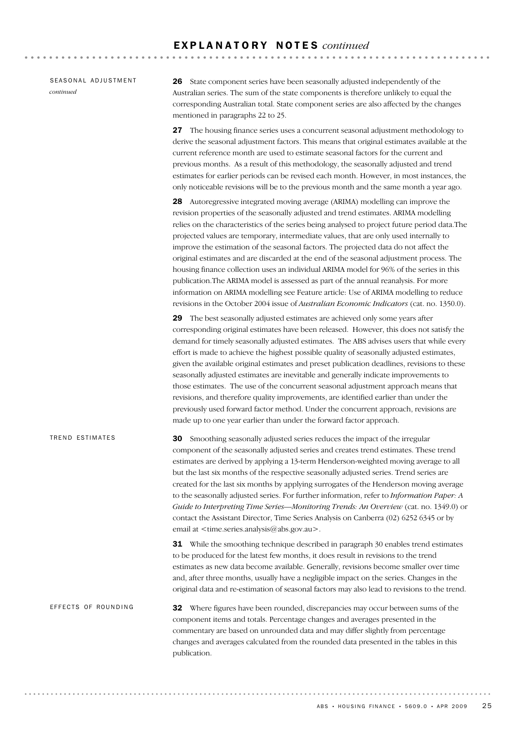## EXPLANATORY NOTES *continued*

### SEASONAL ADJUSTMENT *continued*

**26** State component series have been seasonally adjusted independently of the Australian series. The sum of the state components is therefore unlikely to equal the corresponding Australian total. State component series are also affected by the changes mentioned in paragraphs 22 to 25.

**27** The housing finance series uses a concurrent seasonal adjustment methodology to derive the seasonal adjustment factors. This means that original estimates available at the current reference month are used to estimate seasonal factors for the current and previous months. As a result of this methodology, the seasonally adjusted and trend estimates for earlier periods can be revised each month. However, in most instances, the only noticeable revisions will be to the previous month and the same month a year ago.

**28** Autoregressive integrated moving average (ARIMA) modelling can improve the revision properties of the seasonally adjusted and trend estimates. ARIMA modelling relies on the characteristics of the series being analysed to project future period data.The projected values are temporary, intermediate values, that are only used internally to improve the estimation of the seasonal factors. The projected data do not affect the original estimates and are discarded at the end of the seasonal adjustment process. The housing finance collection uses an individual ARIMA model for 96% of the series in this publication.The ARIMA model is assessed as part of the annual reanalysis. For more information on ARIMA modelling see Feature article: Use of ARIMA modelling to reduce revisions in the October 2004 issue of *Australian Economic Indicators* (cat. no. 1350.0).

**29** The best seasonally adjusted estimates are achieved only some years after corresponding original estimates have been released. However, this does not satisfy the demand for timely seasonally adjusted estimates. The ABS advises users that while every effort is made to achieve the highest possible quality of seasonally adjusted estimates, given the available original estimates and preset publication deadlines, revisions to these seasonally adjusted estimates are inevitable and generally indicate improvements to those estimates. The use of the concurrent seasonal adjustment approach means that revisions, and therefore quality improvements, are identified earlier than under the previously used forward factor method. Under the concurrent approach, revisions are made up to one year earlier than under the forward factor approach.

### TREND ESTIMATES

**30** Smoothing seasonally adjusted series reduces the impact of the irregular component of the seasonally adjusted series and creates trend estimates. These trend estimates are derived by applying a 13-term Henderson-weighted moving average to all but the last six months of the respective seasonally adjusted series. Trend series are created for the last six months by applying surrogates of the Henderson moving average to the seasonally adjusted series. For further information, refer to *Information Paper: A Guide to Interpreting Time Series—Monitoring Trends: An Overview* (cat. no. 1349.0) or contact the Assistant Director, Time Series Analysis on Canberra (02) 6252 6345 or by email at <time.series.analysis@abs.gov.au>.

**31** While the smoothing technique described in paragraph 30 enables trend estimates to be produced for the latest few months, it does result in revisions to the trend estimates as new data become available. Generally, revisions become smaller over time and, after three months, usually have a negligible impact on the series. Changes in the original data and re-estimation of seasonal factors may also lead to revisions to the trend.

### EFFECTS OF ROUNDING

**32** Where figures have been rounded, discrepancies may occur between sums of the component items and totals. Percentage changes and averages presented in the commentary are based on unrounded data and may differ slightly from percentage changes and averages calculated from the rounded data presented in the tables in this publication.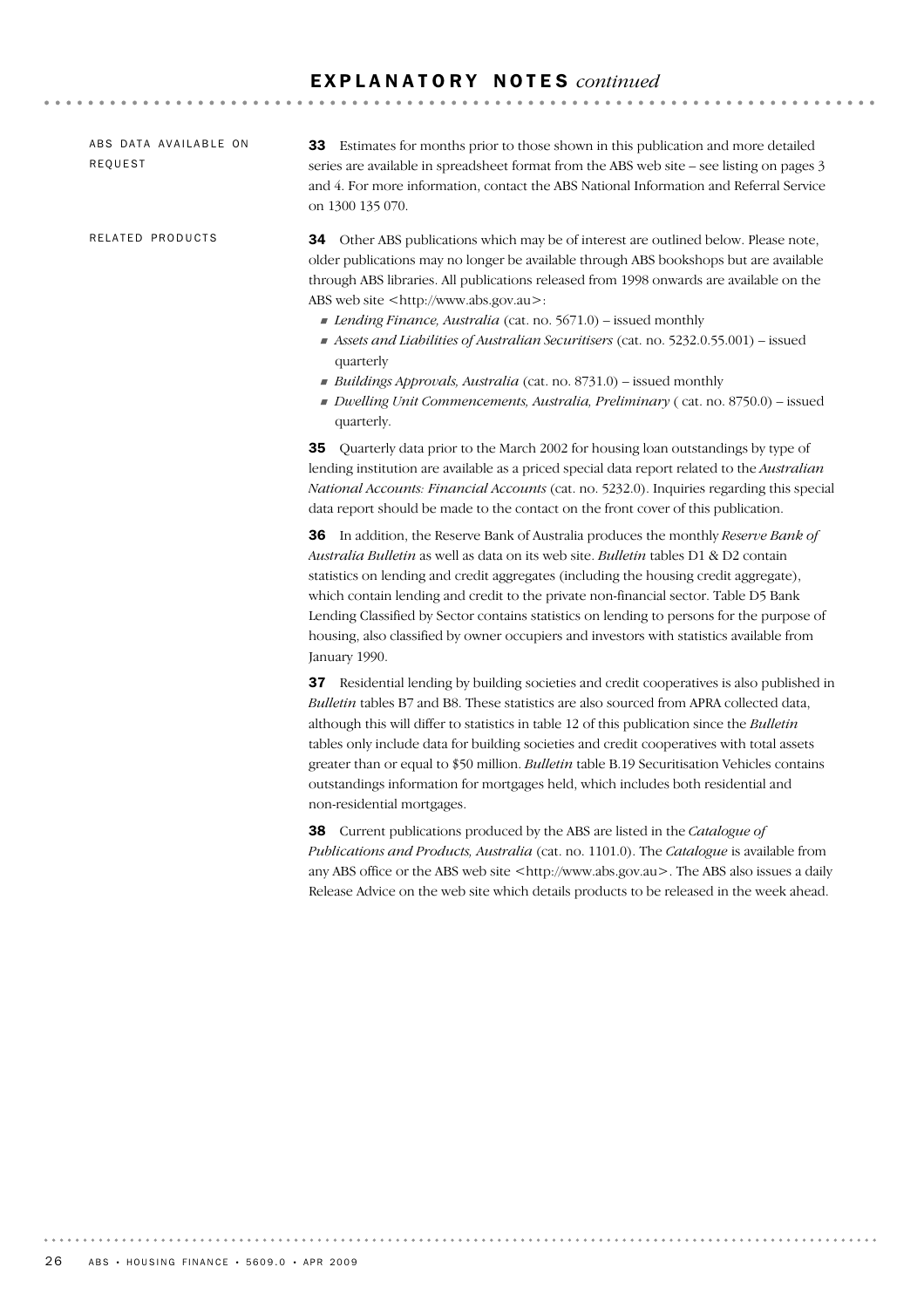# EXPLANATORY NOTES *continued*

## ABS DATA AVAILABLE ON REQUEST

**33** Estimates for months prior to those shown in this publication and more detailed series are available in spreadsheet format from the ABS web site – see listing on pages 3 and 4. For more information, contact the ABS National Information and Referral Service on 1300 135 070.

## RELATED PRODUCTS

**34** Other ABS publications which may be of interest are outlined below. Please note, older publications may no longer be available through ABS bookshops but are available through ABS libraries. All publications released from 1998 onwards are available on the ABS web site <http://www.abs.gov.au>:

- *Lending Finance, Australia* (cat. no. 5671.0) – issued monthly
- *Assets and Liabilities of Australian Securitisers* (cat. no. 5232.0.55.001) – issued quarterly
- *Buildings Approvals, Australia* (cat. no. 8731.0) – issued monthly
- *Dwelling Unit Commencements, Australia, Preliminary* ( cat. no. 8750.0) – issued quarterly.

**35** Quarterly data prior to the March 2002 for housing loan outstandings by type of lending institution are available as a priced special data report related to the *Australian National Accounts: Financial Accounts* (cat. no. 5232.0). Inquiries regarding this special data report should be made to the contact on the front cover of this publication.

**36** In addition, the Reserve Bank of Australia produces the monthly *Reserve Bank of Australia Bulletin* as well as data on its web site. *Bulletin* tables D1 & D2 contain statistics on lending and credit aggregates (including the housing credit aggregate), which contain lending and credit to the private non-financial sector. Table D5 Bank Lending Classified by Sector contains statistics on lending to persons for the purpose of housing, also classified by owner occupiers and investors with statistics available from January 1990.

**37** Residential lending by building societies and credit cooperatives is also published in *Bulletin* tables B7 and B8. These statistics are also sourced from APRA collected data, although this will differ to statistics in table 12 of this publication since the *Bulletin* tables only include data for building societies and credit cooperatives with total assets greater than or equal to $50 million. *Bulletin* table B.19 Securitisation Vehicles contains outstandings information for mortgages held, which includes both residential and non-residential mortgages.

**38** Current publications produced by the ABS are listed in the *Catalogue of Publications and Products, Australia* (cat. no. 1101.0). The *Catalogue* is available from any ABS office or the ABS web site <http://www.abs.gov.au>. The ABS also issues a daily Release Advice on the web site which details products to be released in the week ahead.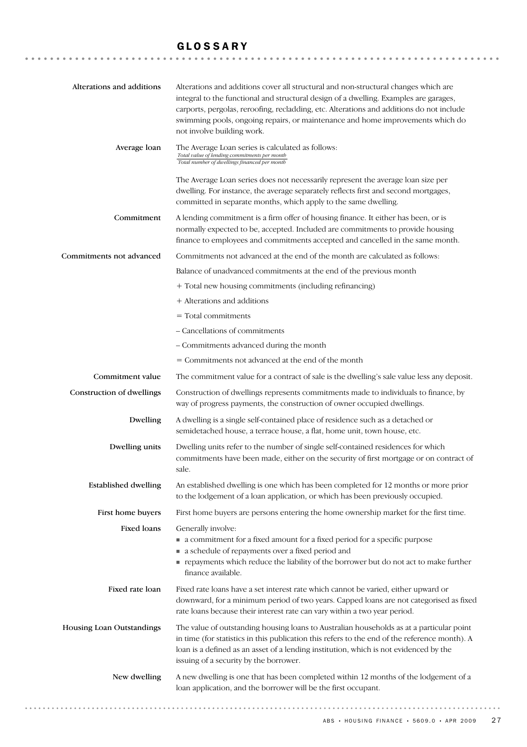## GLOSSARY

**Alterations and additions**

Alterations and additions cover all structural and non-structural changes which are integral to the functional and structural design of a dwelling. Examples are garages, carports, pergolas, reroofing, recladding, etc. Alterations and additions do not include swimming pools, ongoing repairs, or maintenance and home improvements which do not involve building work.

**Average loan**

The Average Loan series is calculated as follows:

$$\frac{\text{Total value of lending commitments per month}}{\text{Total number of dwellings financed per month}}$$

The Average Loan series does not necessarily represent the average loan size per dwelling. For instance, the average separately reflects first and second mortgages, committed in separate months, which apply to the same dwelling.

**Commitment**

A lending commitment is a firm offer of housing finance. It either has been, or is normally expected to be, accepted. Included are commitments to provide housing finance to employees and commitments accepted and cancelled in the same month.

**Commitments not advanced**

Commitments not advanced at the end of the month are calculated as follows:

Balance of unadvanced commitments at the end of the previous month

+ Total new housing commitments (including refinancing)

+ Alterations and additions

= Total commitments

– Cancellations of commitments

– Commitments advanced during the month

= Commitments not advanced at the end of the month

**Commitment value**

The commitment value for a contract of sale is the dwelling's sale value less any deposit.

**Construction of dwellings**

Construction of dwellings represents commitments made to individuals to finance, by way of progress payments, the construction of owner occupied dwellings.

**Dwelling**

A dwelling is a single self-contained place of residence such as a detached or semidetached house, a terrace house, a flat, home unit, town house, etc.

**Dwelling units**

Dwelling units refer to the number of single self-contained residences for which commitments have been made, either on the security of first mortgage or on contract of sale.

**Established dwelling**

An established dwelling is one which has been completed for 12 months or more prior to the lodgement of a loan application, or which has been previously occupied.

**First home buyers**

First home buyers are persons entering the home ownership market for the first time.

**Fixed loans**

Generally involve:

- a commitment for a fixed amount for a fixed period for a specific purpose
- a schedule of repayments over a fixed period and
- repayments which reduce the liability of the borrower but do not act to make further finance available.

**Fixed rate loan**

Fixed rate loans have a set interest rate which cannot be varied, either upward or downward, for a minimum period of two years. Capped loans are not categorised as fixed rate loans because their interest rate can vary within a two year period.

**Housing Loan Outstandings**

The value of outstanding housing loans to Australian households as at a particular point in time (for statistics in this publication this refers to the end of the reference month). A loan is a defined as an asset of a lending institution, which is not evidenced by the issuing of a security by the borrower.

**New dwelling**

A new dwelling is one that has been completed within 12 months of the lodgement of a loan application, and the borrower will be the first occupant.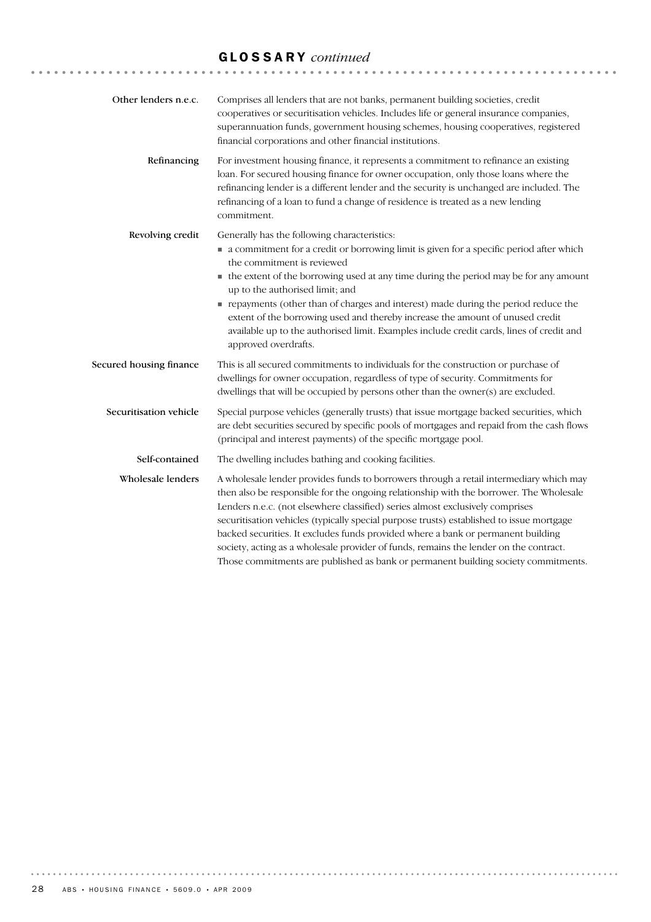## GLOSSARY *continued*

**Other lenders n.e.c.** Comprises all lenders that are not banks, permanent building societies, credit cooperatives or securitisation vehicles. Includes life or general insurance companies, superannuation funds, government housing schemes, housing cooperatives, registered financial corporations and other financial institutions.

**Refinancing** For investment housing finance, it represents a commitment to refinance an existing loan. For secured housing finance for owner occupation, only those loans where the refinancing lender is a different lender and the security is unchanged are included. The refinancing of a loan to fund a change of residence is treated as a new lending commitment.

**Revolving credit** Generally has the following characteristics:

- a commitment for a credit or borrowing limit is given for a specific period after which the commitment is reviewed
- the extent of the borrowing used at any time during the period may be for any amount up to the authorised limit; and
- repayments (other than of charges and interest) made during the period reduce the extent of the borrowing used and thereby increase the amount of unused credit available up to the authorised limit. Examples include credit cards, lines of credit and approved overdrafts.

**Secured housing finance** This is all secured commitments to individuals for the construction or purchase of dwellings for owner occupation, regardless of type of security. Commitments for dwellings that will be occupied by persons other than the owner(s) are excluded.

**Securitisation vehicle** Special purpose vehicles (generally trusts) that issue mortgage backed securities, which are debt securities secured by specific pools of mortgages and repaid from the cash flows (principal and interest payments) of the specific mortgage pool.

**Self-contained** The dwelling includes bathing and cooking facilities.

**Wholesale lenders** A wholesale lender provides funds to borrowers through a retail intermediary which may then also be responsible for the ongoing relationship with the borrower. The Wholesale Lenders n.e.c. (not elsewhere classified) series almost exclusively comprises securitisation vehicles (typically special purpose trusts) established to issue mortgage backed securities. It excludes funds provided where a bank or permanent building society, acting as a wholesale provider of funds, remains the lender on the contract. Those commitments are published as bank or permanent building society commitments.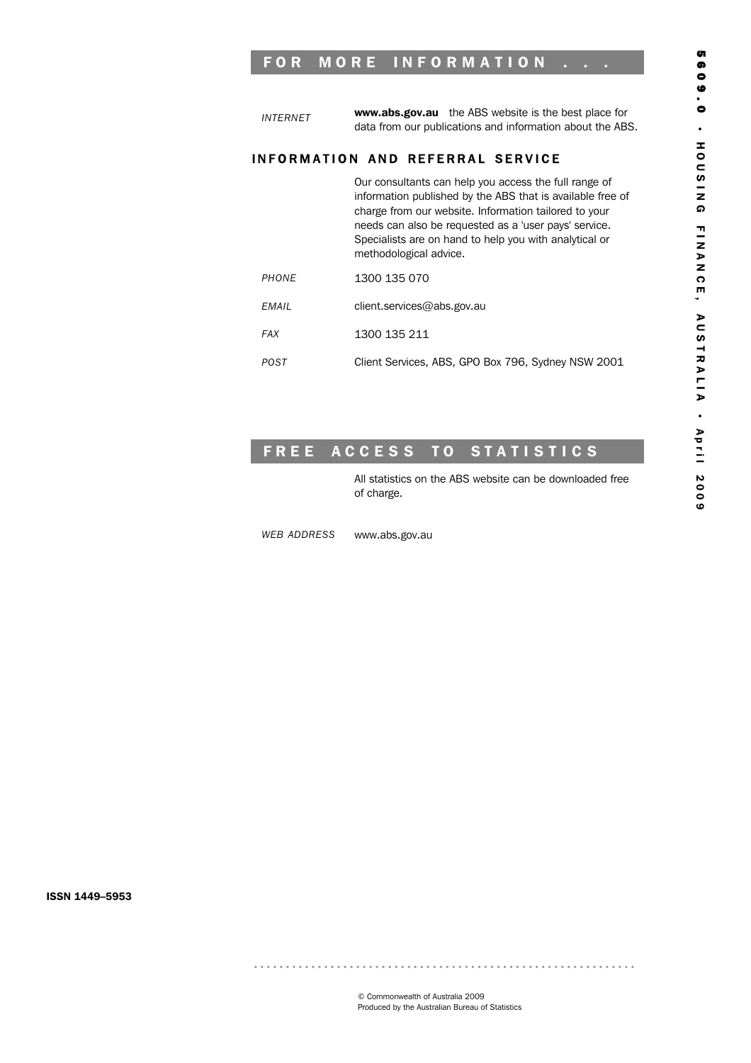## FOR MORE INFORMATION . . .

*INTERNET* **www.abs.gov.au** the ABS website is the best place for data from our publications and information about the ABS.

### INFORMATION AND REFERRAL SERVICE

Our consultants can help you access the full range of information published by the ABS that is available free of charge from our website. Information tailored to your needs can also be requested as a 'user pays' service. Specialists are on hand to help you with analytical or methodological advice.

*PHONE* 1300 135 070

*EMAIL* client.services@abs.gov.au

*FAX* 1300 135 211

*POST* Client Services, ABS, GPO Box 796, Sydney NSW 2001

## FREE ACCESS TO STATISTICS

All statistics on the ABS website can be downloaded free of charge.

*WEB ADDRESS* www.abs.gov.au

**ISSN 1449–5953**

© Commonwealth of Australia 2009
Produced by the Australian Bureau of Statistics